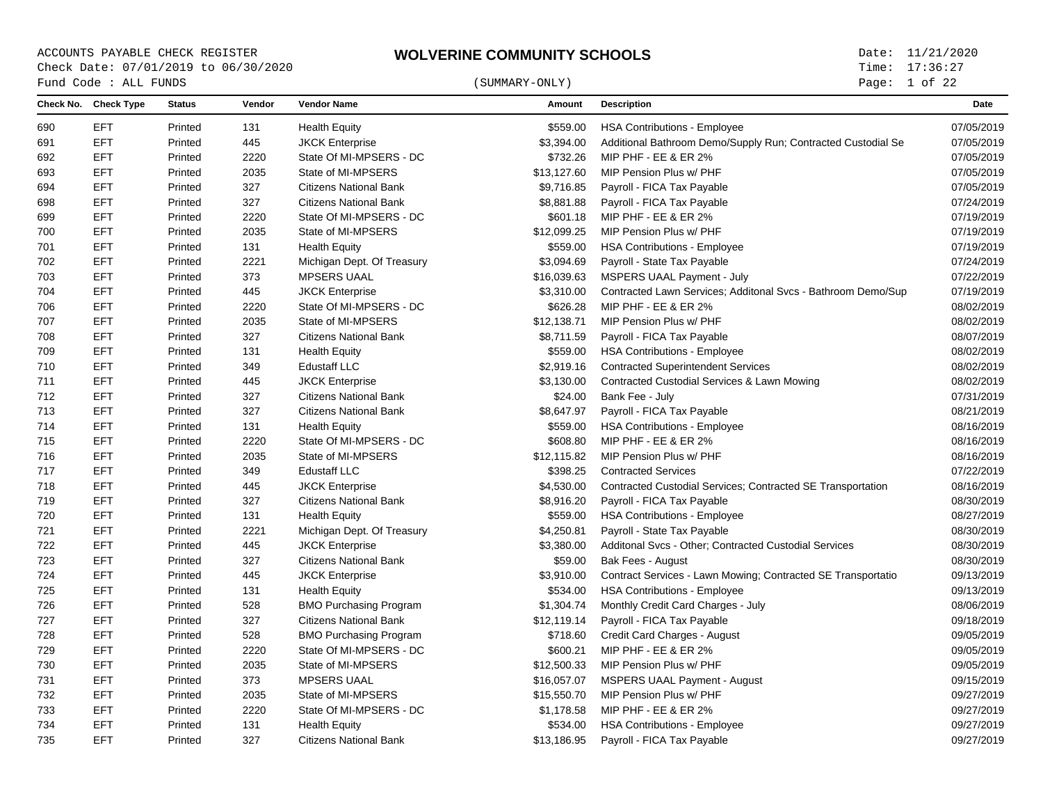ACCOUNTS PAYABLE CHECK REGISTER
Check Date: 07/01/2019 to 06/30/2020
Fund Code : ALL FUNDS

# WOLVERINE COMMUNITY SCHOOLS

(SUMMARY-ONLY)

Date: 11/21/2020
Time: 17:36:27

| Check No. | Check Type | Status | Vendor | Vendor Name | Amount | Description | Date |
|---|---|---|---|---|---|---|---|
| 690 | EFT | Printed | 131 | Health Equity | $559.00 | HSA Contributions - Employee | 07/05/2019 |
| 691 | EFT | Printed | 445 | JKCK Enterprise | $3,394.00 | Additional Bathroom Demo/Supply Run; Contracted Custodial Se | 07/05/2019 |
| 692 | EFT | Printed | 2220 | State Of MI-MPSERS - DC | $732.26 | MIP PHF - EE & ER 2% | 07/05/2019 |
| 693 | EFT | Printed | 2035 | State of MI-MPSERS | $13,127.60 | MIP Pension Plus w/ PHF | 07/05/2019 |
| 694 | EFT | Printed | 327 | Citizens National Bank | $9,716.85 | Payroll - FICA Tax Payable | 07/05/2019 |
| 698 | EFT | Printed | 327 | Citizens National Bank | $8,881.88 | Payroll - FICA Tax Payable | 07/24/2019 |
| 699 | EFT | Printed | 2220 | State Of MI-MPSERS - DC | $601.18 | MIP PHF - EE & ER 2% | 07/19/2019 |
| 700 | EFT | Printed | 2035 | State of MI-MPSERS | $12,099.25 | MIP Pension Plus w/ PHF | 07/19/2019 |
| 701 | EFT | Printed | 131 | Health Equity | $559.00 | HSA Contributions - Employee | 07/19/2019 |
| 702 | EFT | Printed | 2221 | Michigan Dept. Of Treasury | $3,094.69 | Payroll - State Tax Payable | 07/24/2019 |
| 703 | EFT | Printed | 373 | MPSERS UAAL | $16,039.63 | MSPERS UAAL Payment - July | 07/22/2019 |
| 704 | EFT | Printed | 445 | JKCK Enterprise | $3,310.00 | Contracted Lawn Services; Additonal Svcs - Bathroom Demo/Sup | 07/19/2019 |
| 706 | EFT | Printed | 2220 | State Of MI-MPSERS - DC | $626.28 | MIP PHF - EE & ER 2% | 08/02/2019 |
| 707 | EFT | Printed | 2035 | State of MI-MPSERS | $12,138.71 | MIP Pension Plus w/ PHF | 08/02/2019 |
| 708 | EFT | Printed | 327 | Citizens National Bank | $8,711.59 | Payroll - FICA Tax Payable | 08/07/2019 |
| 709 | EFT | Printed | 131 | Health Equity | $559.00 | HSA Contributions - Employee | 08/02/2019 |
| 710 | EFT | Printed | 349 | Edustaff LLC | $2,919.16 | Contracted Superintendent Services | 08/02/2019 |
| 711 | EFT | Printed | 445 | JKCK Enterprise | $3,130.00 | Contracted Custodial Services & Lawn Mowing | 08/02/2019 |
| 712 | EFT | Printed | 327 | Citizens National Bank | $24.00 | Bank Fee - July | 07/31/2019 |
| 713 | EFT | Printed | 327 | Citizens National Bank | $8,647.97 | Payroll - FICA Tax Payable | 08/21/2019 |
| 714 | EFT | Printed | 131 | Health Equity | $559.00 | HSA Contributions - Employee | 08/16/2019 |
| 715 | EFT | Printed | 2220 | State Of MI-MPSERS - DC | $608.80 | MIP PHF - EE & ER 2% | 08/16/2019 |
| 716 | EFT | Printed | 2035 | State of MI-MPSERS | $12,115.82 | MIP Pension Plus w/ PHF | 08/16/2019 |
| 717 | EFT | Printed | 349 | Edustaff LLC | $398.25 | Contracted Services | 07/22/2019 |
| 718 | EFT | Printed | 445 | JKCK Enterprise | $4,530.00 | Contracted Custodial Services; Contracted SE Transportation | 08/16/2019 |
| 719 | EFT | Printed | 327 | Citizens National Bank | $8,916.20 | Payroll - FICA Tax Payable | 08/30/2019 |
| 720 | EFT | Printed | 131 | Health Equity | $559.00 | HSA Contributions - Employee | 08/27/2019 |
| 721 | EFT | Printed | 2221 | Michigan Dept. Of Treasury | $4,250.81 | Payroll - State Tax Payable | 08/30/2019 |
| 722 | EFT | Printed | 445 | JKCK Enterprise | $3,380.00 | Additonal Svcs - Other; Contracted Custodial Services | 08/30/2019 |
| 723 | EFT | Printed | 327 | Citizens National Bank | $59.00 | Bak Fees - August | 08/30/2019 |
| 724 | EFT | Printed | 445 | JKCK Enterprise | $3,910.00 | Contract Services - Lawn Mowing; Contracted SE Transportatio | 09/13/2019 |
| 725 | EFT | Printed | 131 | Health Equity | $534.00 | HSA Contributions - Employee | 09/13/2019 |
| 726 | EFT | Printed | 528 | BMO Purchasing Program | $1,304.74 | Monthly Credit Card Charges - July | 08/06/2019 |
| 727 | EFT | Printed | 327 | Citizens National Bank | $12,119.14 | Payroll - FICA Tax Payable | 09/18/2019 |
| 728 | EFT | Printed | 528 | BMO Purchasing Program | $718.60 | Credit Card Charges - August | 09/05/2019 |
| 729 | EFT | Printed | 2220 | State Of MI-MPSERS - DC | $600.21 | MIP PHF - EE & ER 2% | 09/05/2019 |
| 730 | EFT | Printed | 2035 | State of MI-MPSERS | $12,500.33 | MIP Pension Plus w/ PHF | 09/05/2019 |
| 731 | EFT | Printed | 373 | MPSERS UAAL | $16,057.07 | MSPERS UAAL Payment - August | 09/15/2019 |
| 732 | EFT | Printed | 2035 | State of MI-MPSERS | $15,550.70 | MIP Pension Plus w/ PHF | 09/27/2019 |
| 733 | EFT | Printed | 2220 | State Of MI-MPSERS - DC | $1,178.58 | MIP PHF - EE & ER 2% | 09/27/2019 |
| 734 | EFT | Printed | 131 | Health Equity | $534.00 | HSA Contributions - Employee | 09/27/2019 |
| 735 | EFT | Printed | 327 | Citizens National Bank | $13,186.95 | Payroll - FICA Tax Payable | 09/27/2019 |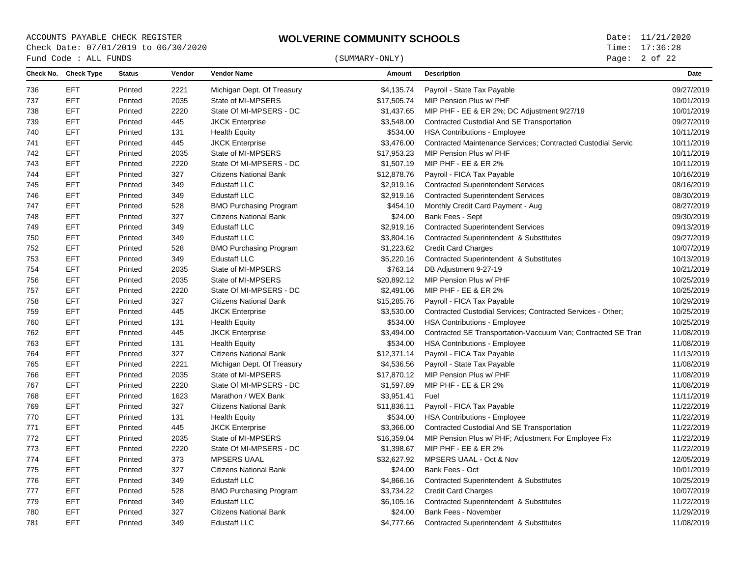ACCOUNTS PAYABLE CHECK REGISTER
Check Date: 07/01/2019 to 06/30/2020
Fund Code : ALL FUNDS

# WOLVERINE COMMUNITY SCHOOLS

(SUMMARY-ONLY)

Date: 11/21/2020
Time: 17:36:28

| Check No. | Check Type | Status | Vendor | Vendor Name | Amount | Description | Date |
|---|---|---|---|---|---|---|---|
| 736 | EFT | Printed | 2221 | Michigan Dept. Of Treasury | $4,135.74 | Payroll - State Tax Payable | 09/27/2019 |
| 737 | EFT | Printed | 2035 | State of MI-MPSERS | $17,505.74 | MIP Pension Plus w/ PHF | 10/01/2019 |
| 738 | EFT | Printed | 2220 | State Of MI-MPSERS - DC | $1,437.65 | MIP PHF - EE & ER 2%; DC Adjustment 9/27/19 | 10/01/2019 |
| 739 | EFT | Printed | 445 | JKCK Enterprise | $3,548.00 | Contracted Custodial And SE Transportation | 09/27/2019 |
| 740 | EFT | Printed | 131 | Health Equity | $534.00 | HSA Contributions - Employee | 10/11/2019 |
| 741 | EFT | Printed | 445 | JKCK Enterprise | $3,476.00 | Contracted Maintenance Services; Contracted Custodial Servic | 10/11/2019 |
| 742 | EFT | Printed | 2035 | State of MI-MPSERS | $17,953.23 | MIP Pension Plus w/ PHF | 10/11/2019 |
| 743 | EFT | Printed | 2220 | State Of MI-MPSERS - DC | $1,507.19 | MIP PHF - EE & ER 2% | 10/11/2019 |
| 744 | EFT | Printed | 327 | Citizens National Bank | $12,878.76 | Payroll - FICA Tax Payable | 10/16/2019 |
| 745 | EFT | Printed | 349 | Edustaff LLC | $2,919.16 | Contracted Superintendent Services | 08/16/2019 |
| 746 | EFT | Printed | 349 | Edustaff LLC | $2,919.16 | Contracted Superintendent Services | 08/30/2019 |
| 747 | EFT | Printed | 528 | BMO Purchasing Program | $454.10 | Monthly Credit Card Payment - Aug | 08/27/2019 |
| 748 | EFT | Printed | 327 | Citizens National Bank | $24.00 | Bank Fees - Sept | 09/30/2019 |
| 749 | EFT | Printed | 349 | Edustaff LLC | $2,919.16 | Contracted Superintendent Services | 09/13/2019 |
| 750 | EFT | Printed | 349 | Edustaff LLC | $3,804.16 | Contracted Superintendent & Substitutes | 09/27/2019 |
| 752 | EFT | Printed | 528 | BMO Purchasing Program | $1,223.62 | Credit Card Charges | 10/07/2019 |
| 753 | EFT | Printed | 349 | Edustaff LLC | $5,220.16 | Contracted Superintendent & Substitutes | 10/13/2019 |
| 754 | EFT | Printed | 2035 | State of MI-MPSERS | $763.14 | DB Adjustment 9-27-19 | 10/21/2019 |
| 756 | EFT | Printed | 2035 | State of MI-MPSERS | $20,892.12 | MIP Pension Plus w/ PHF | 10/25/2019 |
| 757 | EFT | Printed | 2220 | State Of MI-MPSERS - DC | $2,491.06 | MIP PHF - EE & ER 2% | 10/25/2019 |
| 758 | EFT | Printed | 327 | Citizens National Bank | $15,285.76 | Payroll - FICA Tax Payable | 10/29/2019 |
| 759 | EFT | Printed | 445 | JKCK Enterprise | $3,530.00 | Contracted Custodial Services; Contracted Services - Other; | 10/25/2019 |
| 760 | EFT | Printed | 131 | Health Equity | $534.00 | HSA Contributions - Employee | 10/25/2019 |
| 762 | EFT | Printed | 445 | JKCK Enterprise | $3,494.00 | Contracted SE Transportation-Vaccuum Van; Contracted SE Tran | 11/08/2019 |
| 763 | EFT | Printed | 131 | Health Equity | $534.00 | HSA Contributions - Employee | 11/08/2019 |
| 764 | EFT | Printed | 327 | Citizens National Bank | $12,371.14 | Payroll - FICA Tax Payable | 11/13/2019 |
| 765 | EFT | Printed | 2221 | Michigan Dept. Of Treasury | $4,536.56 | Payroll - State Tax Payable | 11/08/2019 |
| 766 | EFT | Printed | 2035 | State of MI-MPSERS | $17,870.12 | MIP Pension Plus w/ PHF | 11/08/2019 |
| 767 | EFT | Printed | 2220 | State Of MI-MPSERS - DC | $1,597.89 | MIP PHF - EE & ER 2% | 11/08/2019 |
| 768 | EFT | Printed | 1623 | Marathon / WEX Bank | $3,951.41 | Fuel | 11/11/2019 |
| 769 | EFT | Printed | 327 | Citizens National Bank | $11,836.11 | Payroll - FICA Tax Payable | 11/22/2019 |
| 770 | EFT | Printed | 131 | Health Equity | $534.00 | HSA Contributions - Employee | 11/22/2019 |
| 771 | EFT | Printed | 445 | JKCK Enterprise | $3,366.00 | Contracted Custodial And SE Transportation | 11/22/2019 |
| 772 | EFT | Printed | 2035 | State of MI-MPSERS | $16,359.04 | MIP Pension Plus w/ PHF; Adjustment For Employee Fix | 11/22/2019 |
| 773 | EFT | Printed | 2220 | State Of MI-MPSERS - DC | $1,398.67 | MIP PHF - EE & ER 2% | 11/22/2019 |
| 774 | EFT | Printed | 373 | MPSERS UAAL | $32,627.92 | MPSERS UAAL - Oct & Nov | 12/05/2019 |
| 775 | EFT | Printed | 327 | Citizens National Bank | $24.00 | Bank Fees - Oct | 10/01/2019 |
| 776 | EFT | Printed | 349 | Edustaff LLC | $4,866.16 | Contracted Superintendent & Substitutes | 10/25/2019 |
| 777 | EFT | Printed | 528 | BMO Purchasing Program | $3,734.22 | Credit Card Charges | 10/07/2019 |
| 779 | EFT | Printed | 349 | Edustaff LLC | $6,105.16 | Contracted Superintendent & Substitutes | 11/22/2019 |
| 780 | EFT | Printed | 327 | Citizens National Bank | $24.00 | Bank Fees - November | 11/29/2019 |
| 781 | EFT | Printed | 349 | Edustaff LLC | $4,777.66 | Contracted Superintendent & Substitutes | 11/08/2019 |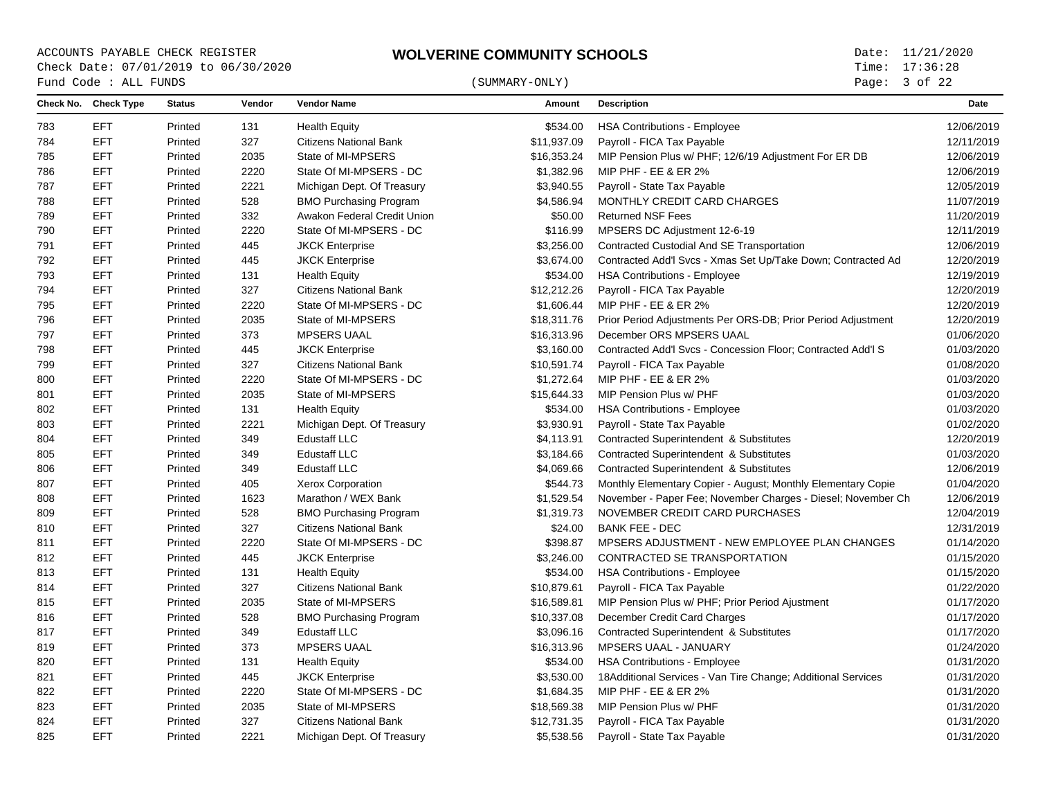ACCOUNTS PAYABLE CHECK REGISTER
Check Date: 07/01/2019 to 06/30/2020
Fund Code : ALL FUNDS

# WOLVERINE COMMUNITY SCHOOLS

(SUMMARY-ONLY)

Date: 11/21/2020
Time: 17:36:28

| Check No. | Check Type | Status | Vendor | Vendor Name | Amount | Description | Date |
|---|---|---|---|---|---|---|---|
| 783 | EFT | Printed | 131 | Health Equity | $534.00 | HSA Contributions - Employee | 12/06/2019 |
| 784 | EFT | Printed | 327 | Citizens National Bank | $11,937.09 | Payroll - FICA Tax Payable | 12/11/2019 |
| 785 | EFT | Printed | 2035 | State of MI-MPSERS | $16,353.24 | MIP Pension Plus w/ PHF; 12/6/19 Adjustment For ER DB | 12/06/2019 |
| 786 | EFT | Printed | 2220 | State Of MI-MPSERS - DC | $1,382.96 | MIP PHF - EE & ER 2% | 12/06/2019 |
| 787 | EFT | Printed | 2221 | Michigan Dept. Of Treasury | $3,940.55 | Payroll - State Tax Payable | 12/05/2019 |
| 788 | EFT | Printed | 528 | BMO Purchasing Program | $4,586.94 | MONTHLY CREDIT CARD CHARGES | 11/07/2019 |
| 789 | EFT | Printed | 332 | Awakon Federal Credit Union | $50.00 | Returned NSF Fees | 11/20/2019 |
| 790 | EFT | Printed | 2220 | State Of MI-MPSERS - DC | $116.99 | MPSERS DC Adjustment 12-6-19 | 12/11/2019 |
| 791 | EFT | Printed | 445 | JKCK Enterprise | $3,256.00 | Contracted Custodial And SE Transportation | 12/06/2019 |
| 792 | EFT | Printed | 445 | JKCK Enterprise | $3,674.00 | Contracted Add'l Svcs - Xmas Set Up/Take Down; Contracted Ad | 12/20/2019 |
| 793 | EFT | Printed | 131 | Health Equity | $534.00 | HSA Contributions - Employee | 12/19/2019 |
| 794 | EFT | Printed | 327 | Citizens National Bank | $12,212.26 | Payroll - FICA Tax Payable | 12/20/2019 |
| 795 | EFT | Printed | 2220 | State Of MI-MPSERS - DC | $1,606.44 | MIP PHF - EE & ER 2% | 12/20/2019 |
| 796 | EFT | Printed | 2035 | State of MI-MPSERS | $18,311.76 | Prior Period Adjustments Per ORS-DB; Prior Period Adjustment | 12/20/2019 |
| 797 | EFT | Printed | 373 | MPSERS UAAL | $16,313.96 | December ORS MPSERS UAAL | 01/06/2020 |
| 798 | EFT | Printed | 445 | JKCK Enterprise | $3,160.00 | Contracted Add'l Svcs - Concession Floor; Contracted Add'l S | 01/03/2020 |
| 799 | EFT | Printed | 327 | Citizens National Bank | $10,591.74 | Payroll - FICA Tax Payable | 01/08/2020 |
| 800 | EFT | Printed | 2220 | State Of MI-MPSERS - DC | $1,272.64 | MIP PHF - EE & ER 2% | 01/03/2020 |
| 801 | EFT | Printed | 2035 | State of MI-MPSERS | $15,644.33 | MIP Pension Plus w/ PHF | 01/03/2020 |
| 802 | EFT | Printed | 131 | Health Equity | $534.00 | HSA Contributions - Employee | 01/03/2020 |
| 803 | EFT | Printed | 2221 | Michigan Dept. Of Treasury | $3,930.91 | Payroll - State Tax Payable | 01/02/2020 |
| 804 | EFT | Printed | 349 | Edustaff LLC | $4,113.91 | Contracted Superintendent & Substitutes | 12/20/2019 |
| 805 | EFT | Printed | 349 | Edustaff LLC | $3,184.66 | Contracted Superintendent & Substitutes | 01/03/2020 |
| 806 | EFT | Printed | 349 | Edustaff LLC | $4,069.66 | Contracted Superintendent & Substitutes | 12/06/2019 |
| 807 | EFT | Printed | 405 | Xerox Corporation | $544.73 | Monthly Elementary Copier - August; Monthly Elementary Copie | 01/04/2020 |
| 808 | EFT | Printed | 1623 | Marathon / WEX Bank | $1,529.54 | November - Paper Fee; November Charges - Diesel; November Ch | 12/06/2019 |
| 809 | EFT | Printed | 528 | BMO Purchasing Program | $1,319.73 | NOVEMBER CREDIT CARD PURCHASES | 12/04/2019 |
| 810 | EFT | Printed | 327 | Citizens National Bank | $24.00 | BANK FEE - DEC | 12/31/2019 |
| 811 | EFT | Printed | 2220 | State Of MI-MPSERS - DC | $398.87 | MPSERS ADJUSTMENT - NEW EMPLOYEE PLAN CHANGES | 01/14/2020 |
| 812 | EFT | Printed | 445 | JKCK Enterprise | $3,246.00 | CONTRACTED SE TRANSPORTATION | 01/15/2020 |
| 813 | EFT | Printed | 131 | Health Equity | $534.00 | HSA Contributions - Employee | 01/15/2020 |
| 814 | EFT | Printed | 327 | Citizens National Bank | $10,879.61 | Payroll - FICA Tax Payable | 01/22/2020 |
| 815 | EFT | Printed | 2035 | State of MI-MPSERS | $16,589.81 | MIP Pension Plus w/ PHF; Prior Period Ajustment | 01/17/2020 |
| 816 | EFT | Printed | 528 | BMO Purchasing Program | $10,337.08 | December Credit Card Charges | 01/17/2020 |
| 817 | EFT | Printed | 349 | Edustaff LLC | $3,096.16 | Contracted Superintendent & Substitutes | 01/17/2020 |
| 819 | EFT | Printed | 373 | MPSERS UAAL | $16,313.96 | MPSERS UAAL - JANUARY | 01/24/2020 |
| 820 | EFT | Printed | 131 | Health Equity | $534.00 | HSA Contributions - Employee | 01/31/2020 |
| 821 | EFT | Printed | 445 | JKCK Enterprise | $3,530.00 | 18Additional Services - Van Tire Change; Additional Services | 01/31/2020 |
| 822 | EFT | Printed | 2220 | State Of MI-MPSERS - DC | $1,684.35 | MIP PHF - EE & ER 2% | 01/31/2020 |
| 823 | EFT | Printed | 2035 | State of MI-MPSERS | $18,569.38 | MIP Pension Plus w/ PHF | 01/31/2020 |
| 824 | EFT | Printed | 327 | Citizens National Bank | $12,731.35 | Payroll - FICA Tax Payable | 01/31/2020 |
| 825 | EFT | Printed | 2221 | Michigan Dept. Of Treasury | $5,538.56 | Payroll - State Tax Payable | 01/31/2020 |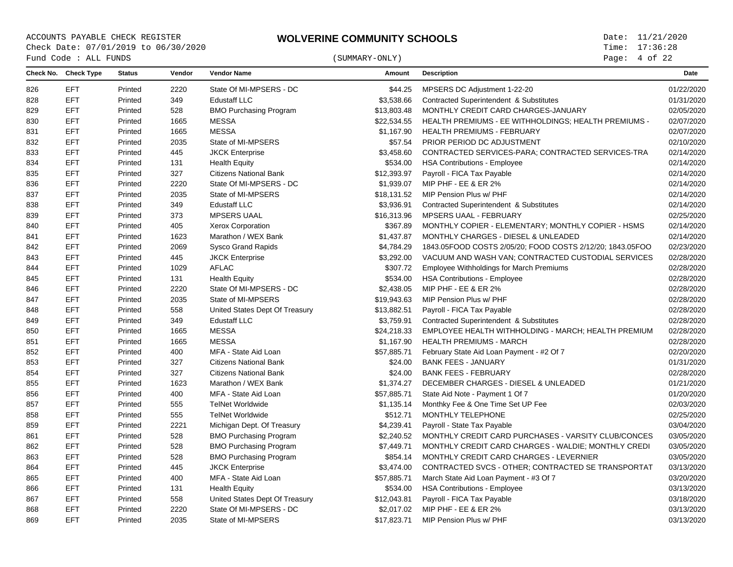ACCOUNTS PAYABLE CHECK REGISTER
Check Date: 07/01/2019 to 06/30/2020
Fund Code : ALL FUNDS

# WOLVERINE COMMUNITY SCHOOLS

(SUMMARY-ONLY)

Date: 11/21/2020
Time: 17:36:28

| Check No. | Check Type | Status | Vendor | Vendor Name | Amount | Description | Date |
|---|---|---|---|---|---|---|---|
| 826 | EFT | Printed | 2220 | State Of MI-MPSERS - DC | $44.25 | MPSERS DC Adjustment 1-22-20 | 01/22/2020 |
| 828 | EFT | Printed | 349 | Edustaff LLC | $3,538.66 | Contracted Superintendent & Substitutes | 01/31/2020 |
| 829 | EFT | Printed | 528 | BMO Purchasing Program | $13,803.48 | MONTHLY CREDIT CARD CHARGES-JANUARY | 02/05/2020 |
| 830 | EFT | Printed | 1665 | MESSA | $22,534.55 | HEALTH PREMIUMS - EE WITHHOLDINGS; HEALTH PREMIUMS - | 02/07/2020 |
| 831 | EFT | Printed | 1665 | MESSA | $1,167.90 | HEALTH PREMIUMS - FEBRUARY | 02/07/2020 |
| 832 | EFT | Printed | 2035 | State of MI-MPSERS | $57.54 | PRIOR PERIOD DC ADJUSTMENT | 02/10/2020 |
| 833 | EFT | Printed | 445 | JKCK Enterprise | $3,458.60 | CONTRACTED SERVICES-PARA; CONTRACTED SERVICES-TRA | 02/14/2020 |
| 834 | EFT | Printed | 131 | Health Equity | $534.00 | HSA Contributions - Employee | 02/14/2020 |
| 835 | EFT | Printed | 327 | Citizens National Bank | $12,393.97 | Payroll - FICA Tax Payable | 02/14/2020 |
| 836 | EFT | Printed | 2220 | State Of MI-MPSERS - DC | $1,939.07 | MIP PHF - EE & ER 2% | 02/14/2020 |
| 837 | EFT | Printed | 2035 | State of MI-MPSERS | $18,131.52 | MIP Pension Plus w/ PHF | 02/14/2020 |
| 838 | EFT | Printed | 349 | Edustaff LLC | $3,936.91 | Contracted Superintendent & Substitutes | 02/14/2020 |
| 839 | EFT | Printed | 373 | MPSERS UAAL | $16,313.96 | MPSERS UAAL - FEBRUARY | 02/25/2020 |
| 840 | EFT | Printed | 405 | Xerox Corporation | $367.89 | MONTHLY COPIER - ELEMENTARY; MONTHLY COPIER - HSMS | 02/14/2020 |
| 841 | EFT | Printed | 1623 | Marathon / WEX Bank | $1,437.87 | MONTHLY CHARGES - DIESEL & UNLEADED | 02/14/2020 |
| 842 | EFT | Printed | 2069 | Sysco Grand Rapids | $4,784.29 | 1843.05FOOD COSTS 2/05/20; FOOD COSTS 2/12/20; 1843.05FOO | 02/23/2020 |
| 843 | EFT | Printed | 445 | JKCK Enterprise | $3,292.00 | VACUUM AND WASH VAN; CONTRACTED CUSTODIAL SERVICES | 02/28/2020 |
| 844 | EFT | Printed | 1029 | AFLAC | $307.72 | Employee Withholdings for March Premiums | 02/28/2020 |
| 845 | EFT | Printed | 131 | Health Equity | $534.00 | HSA Contributions - Employee | 02/28/2020 |
| 846 | EFT | Printed | 2220 | State Of MI-MPSERS - DC | $2,438.05 | MIP PHF - EE & ER 2% | 02/28/2020 |
| 847 | EFT | Printed | 2035 | State of MI-MPSERS | $19,943.63 | MIP Pension Plus w/ PHF | 02/28/2020 |
| 848 | EFT | Printed | 558 | United States Dept Of Treasury | $13,882.51 | Payroll - FICA Tax Payable | 02/28/2020 |
| 849 | EFT | Printed | 349 | Edustaff LLC | $3,759.91 | Contracted Superintendent & Substitutes | 02/28/2020 |
| 850 | EFT | Printed | 1665 | MESSA | $24,218.33 | EMPLOYEE HEALTH WITHHOLDING - MARCH; HEALTH PREMIUM | 02/28/2020 |
| 851 | EFT | Printed | 1665 | MESSA | $1,167.90 | HEALTH PREMIUMS - MARCH | 02/28/2020 |
| 852 | EFT | Printed | 400 | MFA - State Aid Loan | $57,885.71 | February State Aid Loan Payment - #2 Of 7 | 02/20/2020 |
| 853 | EFT | Printed | 327 | Citizens National Bank | $24.00 | BANK FEES - JANUARY | 01/31/2020 |
| 854 | EFT | Printed | 327 | Citizens National Bank | $24.00 | BANK FEES - FEBRUARY | 02/28/2020 |
| 855 | EFT | Printed | 1623 | Marathon / WEX Bank | $1,374.27 | DECEMBER CHARGES - DIESEL & UNLEADED | 01/21/2020 |
| 856 | EFT | Printed | 400 | MFA - State Aid Loan | $57,885.71 | State Aid Note - Payment 1 Of 7 | 01/20/2020 |
| 857 | EFT | Printed | 555 | TelNet Worldwide | $1,135.14 | Monthky Fee & One Time Set UP Fee | 02/03/2020 |
| 858 | EFT | Printed | 555 | TelNet Worldwide | $512.71 | MONTHLY TELEPHONE | 02/25/2020 |
| 859 | EFT | Printed | 2221 | Michigan Dept. Of Treasury | $4,239.41 | Payroll - State Tax Payable | 03/04/2020 |
| 861 | EFT | Printed | 528 | BMO Purchasing Program | $2,240.52 | MONTHLY CREDIT CARD PURCHASES - VARSITY CLUB/CONCES | 03/05/2020 |
| 862 | EFT | Printed | 528 | BMO Purchasing Program | $7,449.71 | MONTHLY CREDIT CARD CHARGES - WALDIE; MONTHLY CREDI | 03/05/2020 |
| 863 | EFT | Printed | 528 | BMO Purchasing Program | $854.14 | MONTHLY CREDIT CARD CHARGES - LEVERNIER | 03/05/2020 |
| 864 | EFT | Printed | 445 | JKCK Enterprise | $3,474.00 | CONTRACTED SVCS - OTHER; CONTRACTED SE TRANSPORTAT | 03/13/2020 |
| 865 | EFT | Printed | 400 | MFA - State Aid Loan | $57,885.71 | March State Aid Loan Payment - #3 Of 7 | 03/20/2020 |
| 866 | EFT | Printed | 131 | Health Equity | $534.00 | HSA Contributions - Employee | 03/13/2020 |
| 867 | EFT | Printed | 558 | United States Dept Of Treasury | $12,043.81 | Payroll - FICA Tax Payable | 03/18/2020 |
| 868 | EFT | Printed | 2220 | State Of MI-MPSERS - DC | $2,017.02 | MIP PHF - EE & ER 2% | 03/13/2020 |
| 869 | EFT | Printed | 2035 | State of MI-MPSERS | $17,823.71 | MIP Pension Plus w/ PHF | 03/13/2020 |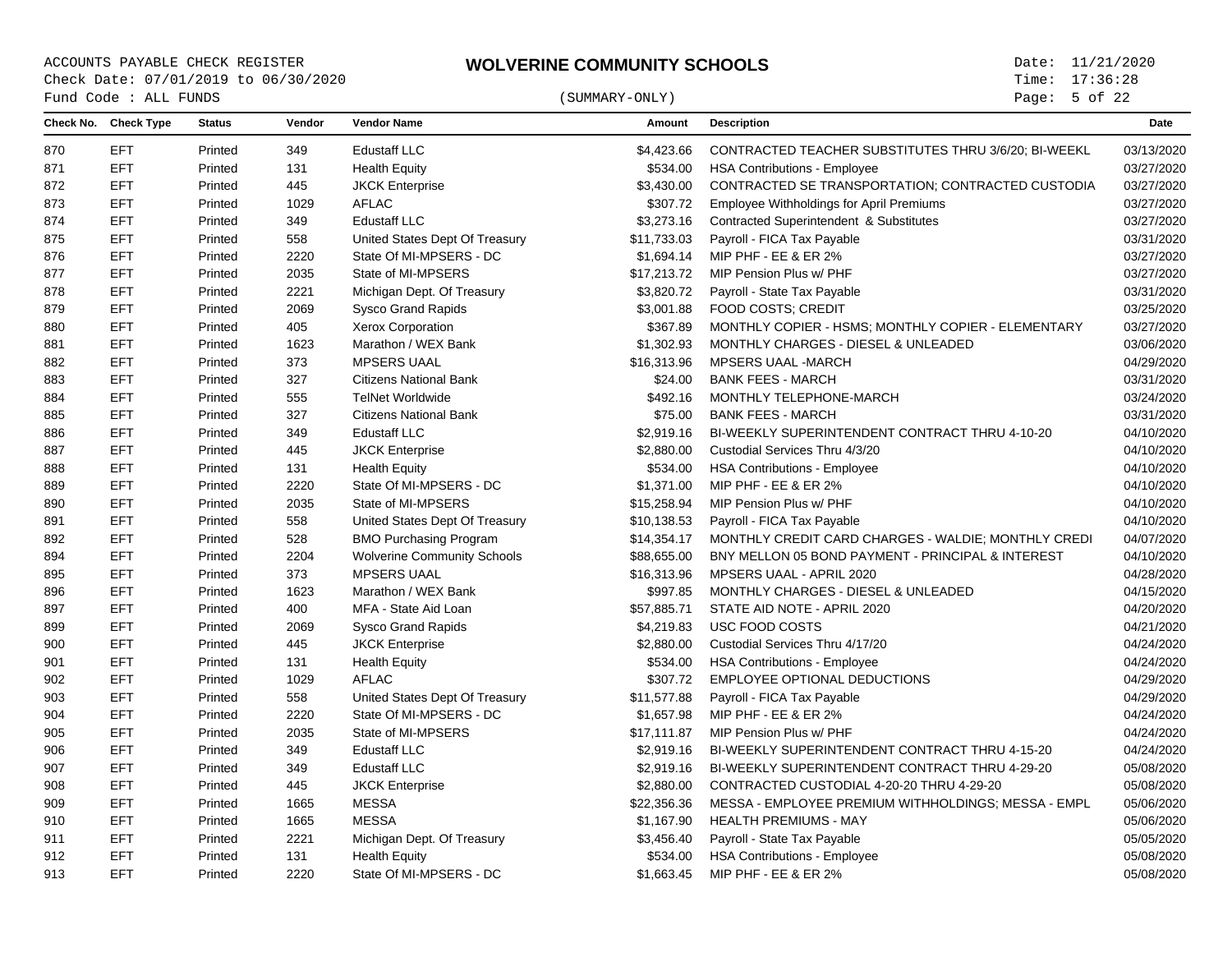ACCOUNTS PAYABLE CHECK REGISTER

Check Date: 07/01/2019 to 06/30/2020

Fund Code : ALL FUNDS

# WOLVERINE COMMUNITY SCHOOLS

(SUMMARY-ONLY)

Date: 11/21/2020
Time: 17:36:28

| Check No. | Check Type | Status | Vendor | Vendor Name | Amount | Description | Date |
|---|---|---|---|---|---|---|---|
| 870 | EFT | Printed | 349 | Edustaff LLC | $4,423.66 | CONTRACTED TEACHER SUBSTITUTES THRU 3/6/20; BI-WEEKL | 03/13/2020 |
| 871 | EFT | Printed | 131 | Health Equity | $534.00 | HSA Contributions - Employee | 03/27/2020 |
| 872 | EFT | Printed | 445 | JKCK Enterprise | $3,430.00 | CONTRACTED SE TRANSPORTATION; CONTRACTED CUSTODIA | 03/27/2020 |
| 873 | EFT | Printed | 1029 | AFLAC | $307.72 | Employee Withholdings for April Premiums | 03/27/2020 |
| 874 | EFT | Printed | 349 | Edustaff LLC | $3,273.16 | Contracted Superintendent & Substitutes | 03/27/2020 |
| 875 | EFT | Printed | 558 | United States Dept Of Treasury | $11,733.03 | Payroll - FICA Tax Payable | 03/31/2020 |
| 876 | EFT | Printed | 2220 | State Of MI-MPSERS - DC | $1,694.14 | MIP PHF - EE & ER 2% | 03/27/2020 |
| 877 | EFT | Printed | 2035 | State of MI-MPSERS | $17,213.72 | MIP Pension Plus w/ PHF | 03/27/2020 |
| 878 | EFT | Printed | 2221 | Michigan Dept. Of Treasury | $3,820.72 | Payroll - State Tax Payable | 03/31/2020 |
| 879 | EFT | Printed | 2069 | Sysco Grand Rapids | $3,001.88 | FOOD COSTS; CREDIT | 03/25/2020 |
| 880 | EFT | Printed | 405 | Xerox Corporation | $367.89 | MONTHLY COPIER - HSMS; MONTHLY COPIER - ELEMENTARY | 03/27/2020 |
| 881 | EFT | Printed | 1623 | Marathon / WEX Bank | $1,302.93 | MONTHLY CHARGES - DIESEL & UNLEADED | 03/06/2020 |
| 882 | EFT | Printed | 373 | MPSERS UAAL | $16,313.96 | MPSERS UAAL -MARCH | 04/29/2020 |
| 883 | EFT | Printed | 327 | Citizens National Bank | $24.00 | BANK FEES - MARCH | 03/31/2020 |
| 884 | EFT | Printed | 555 | TelNet Worldwide | $492.16 | MONTHLY TELEPHONE-MARCH | 03/24/2020 |
| 885 | EFT | Printed | 327 | Citizens National Bank | $75.00 | BANK FEES - MARCH | 03/31/2020 |
| 886 | EFT | Printed | 349 | Edustaff LLC | $2,919.16 | BI-WEEKLY SUPERINTENDENT CONTRACT THRU 4-10-20 | 04/10/2020 |
| 887 | EFT | Printed | 445 | JKCK Enterprise | $2,880.00 | Custodial Services Thru 4/3/20 | 04/10/2020 |
| 888 | EFT | Printed | 131 | Health Equity | $534.00 | HSA Contributions - Employee | 04/10/2020 |
| 889 | EFT | Printed | 2220 | State Of MI-MPSERS - DC | $1,371.00 | MIP PHF - EE & ER 2% | 04/10/2020 |
| 890 | EFT | Printed | 2035 | State of MI-MPSERS | $15,258.94 | MIP Pension Plus w/ PHF | 04/10/2020 |
| 891 | EFT | Printed | 558 | United States Dept Of Treasury | $10,138.53 | Payroll - FICA Tax Payable | 04/10/2020 |
| 892 | EFT | Printed | 528 | BMO Purchasing Program | $14,354.17 | MONTHLY CREDIT CARD CHARGES - WALDIE; MONTHLY CREDI | 04/07/2020 |
| 894 | EFT | Printed | 2204 | Wolverine Community Schools | $88,655.00 | BNY MELLON 05 BOND PAYMENT - PRINCIPAL & INTEREST | 04/10/2020 |
| 895 | EFT | Printed | 373 | MPSERS UAAL | $16,313.96 | MPSERS UAAL - APRIL 2020 | 04/28/2020 |
| 896 | EFT | Printed | 1623 | Marathon / WEX Bank | $997.85 | MONTHLY CHARGES - DIESEL & UNLEADED | 04/15/2020 |
| 897 | EFT | Printed | 400 | MFA - State Aid Loan | $57,885.71 | STATE AID NOTE - APRIL 2020 | 04/20/2020 |
| 899 | EFT | Printed | 2069 | Sysco Grand Rapids | $4,219.83 | USC FOOD COSTS | 04/21/2020 |
| 900 | EFT | Printed | 445 | JKCK Enterprise | $2,880.00 | Custodial Services Thru 4/17/20 | 04/24/2020 |
| 901 | EFT | Printed | 131 | Health Equity | $534.00 | HSA Contributions - Employee | 04/24/2020 |
| 902 | EFT | Printed | 1029 | AFLAC | $307.72 | EMPLOYEE OPTIONAL DEDUCTIONS | 04/29/2020 |
| 903 | EFT | Printed | 558 | United States Dept Of Treasury | $11,577.88 | Payroll - FICA Tax Payable | 04/29/2020 |
| 904 | EFT | Printed | 2220 | State Of MI-MPSERS - DC | $1,657.98 | MIP PHF - EE & ER 2% | 04/24/2020 |
| 905 | EFT | Printed | 2035 | State of MI-MPSERS | $17,111.87 | MIP Pension Plus w/ PHF | 04/24/2020 |
| 906 | EFT | Printed | 349 | Edustaff LLC | $2,919.16 | BI-WEEKLY SUPERINTENDENT CONTRACT THRU 4-15-20 | 04/24/2020 |
| 907 | EFT | Printed | 349 | Edustaff LLC | $2,919.16 | BI-WEEKLY SUPERINTENDENT CONTRACT THRU 4-29-20 | 05/08/2020 |
| 908 | EFT | Printed | 445 | JKCK Enterprise | $2,880.00 | CONTRACTED CUSTODIAL 4-20-20 THRU 4-29-20 | 05/08/2020 |
| 909 | EFT | Printed | 1665 | MESSA | $22,356.36 | MESSA - EMPLOYEE PREMIUM WITHHOLDINGS; MESSA - EMPL | 05/06/2020 |
| 910 | EFT | Printed | 1665 | MESSA | $1,167.90 | HEALTH PREMIUMS - MAY | 05/06/2020 |
| 911 | EFT | Printed | 2221 | Michigan Dept. Of Treasury | $3,456.40 | Payroll - State Tax Payable | 05/05/2020 |
| 912 | EFT | Printed | 131 | Health Equity | $534.00 | HSA Contributions - Employee | 05/08/2020 |
| 913 | EFT | Printed | 2220 | State Of MI-MPSERS - DC | $1,663.45 | MIP PHF - EE & ER 2% | 05/08/2020 |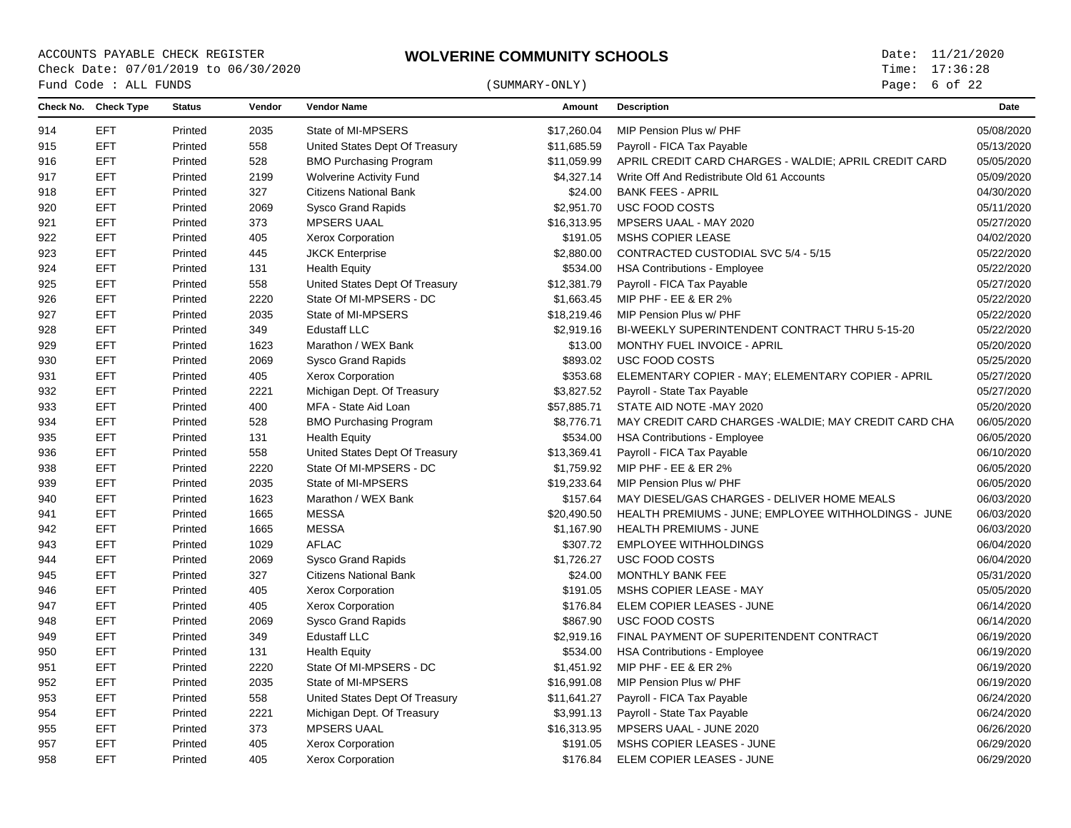ACCOUNTS PAYABLE CHECK REGISTER

# WOLVERINE COMMUNITY SCHOOLS

Check Date: 07/01/2019 to 06/30/2020

Fund Code : ALL FUNDS

(SUMMARY-ONLY)

Date: 11/21/2020
Time: 17:36:28

| Check No. | Check Type | Status | Vendor | Vendor Name | Amount | Description | Date |
|---|---|---|---|---|---|---|---|
| 914 | EFT | Printed | 2035 | State of MI-MPSERS | $17,260.04 | MIP Pension Plus w/ PHF | 05/08/2020 |
| 915 | EFT | Printed | 558 | United States Dept Of Treasury | $11,685.59 | Payroll - FICA Tax Payable | 05/13/2020 |
| 916 | EFT | Printed | 528 | BMO Purchasing Program | $11,059.99 | APRIL CREDIT CARD CHARGES - WALDIE; APRIL CREDIT CARD | 05/05/2020 |
| 917 | EFT | Printed | 2199 | Wolverine Activity Fund | $4,327.14 | Write Off And Redistribute Old 61 Accounts | 05/09/2020 |
| 918 | EFT | Printed | 327 | Citizens National Bank | $24.00 | BANK FEES - APRIL | 04/30/2020 |
| 920 | EFT | Printed | 2069 | Sysco Grand Rapids | $2,951.70 | USC FOOD COSTS | 05/11/2020 |
| 921 | EFT | Printed | 373 | MPSERS UAAL | $16,313.95 | MPSERS UAAL - MAY 2020 | 05/27/2020 |
| 922 | EFT | Printed | 405 | Xerox Corporation | $191.05 | MSHS COPIER LEASE | 04/02/2020 |
| 923 | EFT | Printed | 445 | JKCK Enterprise | $2,880.00 | CONTRACTED CUSTODIAL SVC 5/4 - 5/15 | 05/22/2020 |
| 924 | EFT | Printed | 131 | Health Equity | $534.00 | HSA Contributions - Employee | 05/22/2020 |
| 925 | EFT | Printed | 558 | United States Dept Of Treasury | $12,381.79 | Payroll - FICA Tax Payable | 05/27/2020 |
| 926 | EFT | Printed | 2220 | State Of MI-MPSERS - DC | $1,663.45 | MIP PHF - EE & ER 2% | 05/22/2020 |
| 927 | EFT | Printed | 2035 | State of MI-MPSERS | $18,219.46 | MIP Pension Plus w/ PHF | 05/22/2020 |
| 928 | EFT | Printed | 349 | Edustaff LLC | $2,919.16 | BI-WEEKLY SUPERINTENDENT CONTRACT THRU 5-15-20 | 05/22/2020 |
| 929 | EFT | Printed | 1623 | Marathon / WEX Bank | $13.00 | MONTHY FUEL INVOICE - APRIL | 05/20/2020 |
| 930 | EFT | Printed | 2069 | Sysco Grand Rapids | $893.02 | USC FOOD COSTS | 05/25/2020 |
| 931 | EFT | Printed | 405 | Xerox Corporation | $353.68 | ELEMENTARY COPIER - MAY; ELEMENTARY COPIER - APRIL | 05/27/2020 |
| 932 | EFT | Printed | 2221 | Michigan Dept. Of Treasury | $3,827.52 | Payroll - State Tax Payable | 05/27/2020 |
| 933 | EFT | Printed | 400 | MFA - State Aid Loan | $57,885.71 | STATE AID NOTE -MAY 2020 | 05/20/2020 |
| 934 | EFT | Printed | 528 | BMO Purchasing Program | $8,776.71 | MAY CREDIT CARD CHARGES -WALDIE; MAY CREDIT CARD CHA | 06/05/2020 |
| 935 | EFT | Printed | 131 | Health Equity | $534.00 | HSA Contributions - Employee | 06/05/2020 |
| 936 | EFT | Printed | 558 | United States Dept Of Treasury | $13,369.41 | Payroll - FICA Tax Payable | 06/10/2020 |
| 938 | EFT | Printed | 2220 | State Of MI-MPSERS - DC | $1,759.92 | MIP PHF - EE & ER 2% | 06/05/2020 |
| 939 | EFT | Printed | 2035 | State of MI-MPSERS | $19,233.64 | MIP Pension Plus w/ PHF | 06/05/2020 |
| 940 | EFT | Printed | 1623 | Marathon / WEX Bank | $157.64 | MAY DIESEL/GAS CHARGES - DELIVER HOME MEALS | 06/03/2020 |
| 941 | EFT | Printed | 1665 | MESSA | $20,490.50 | HEALTH PREMIUMS - JUNE; EMPLOYEE WITHHOLDINGS - JUNE | 06/03/2020 |
| 942 | EFT | Printed | 1665 | MESSA | $1,167.90 | HEALTH PREMIUMS - JUNE | 06/03/2020 |
| 943 | EFT | Printed | 1029 | AFLAC | $307.72 | EMPLOYEE WITHHOLDINGS | 06/04/2020 |
| 944 | EFT | Printed | 2069 | Sysco Grand Rapids | $1,726.27 | USC FOOD COSTS | 06/04/2020 |
| 945 | EFT | Printed | 327 | Citizens National Bank | $24.00 | MONTHLY BANK FEE | 05/31/2020 |
| 946 | EFT | Printed | 405 | Xerox Corporation | $191.05 | MSHS COPIER LEASE - MAY | 05/05/2020 |
| 947 | EFT | Printed | 405 | Xerox Corporation | $176.84 | ELEM COPIER LEASES - JUNE | 06/14/2020 |
| 948 | EFT | Printed | 2069 | Sysco Grand Rapids | $867.90 | USC FOOD COSTS | 06/14/2020 |
| 949 | EFT | Printed | 349 | Edustaff LLC | $2,919.16 | FINAL PAYMENT OF SUPERITENDENT CONTRACT | 06/19/2020 |
| 950 | EFT | Printed | 131 | Health Equity | $534.00 | HSA Contributions - Employee | 06/19/2020 |
| 951 | EFT | Printed | 2220 | State Of MI-MPSERS - DC | $1,451.92 | MIP PHF - EE & ER 2% | 06/19/2020 |
| 952 | EFT | Printed | 2035 | State of MI-MPSERS | $16,991.08 | MIP Pension Plus w/ PHF | 06/19/2020 |
| 953 | EFT | Printed | 558 | United States Dept Of Treasury | $11,641.27 | Payroll - FICA Tax Payable | 06/24/2020 |
| 954 | EFT | Printed | 2221 | Michigan Dept. Of Treasury | $3,991.13 | Payroll - State Tax Payable | 06/24/2020 |
| 955 | EFT | Printed | 373 | MPSERS UAAL | $16,313.95 | MPSERS UAAL - JUNE 2020 | 06/26/2020 |
| 957 | EFT | Printed | 405 | Xerox Corporation | $191.05 | MSHS COPIER LEASES - JUNE | 06/29/2020 |
| 958 | EFT | Printed | 405 | Xerox Corporation | $176.84 | ELEM COPIER LEASES - JUNE | 06/29/2020 |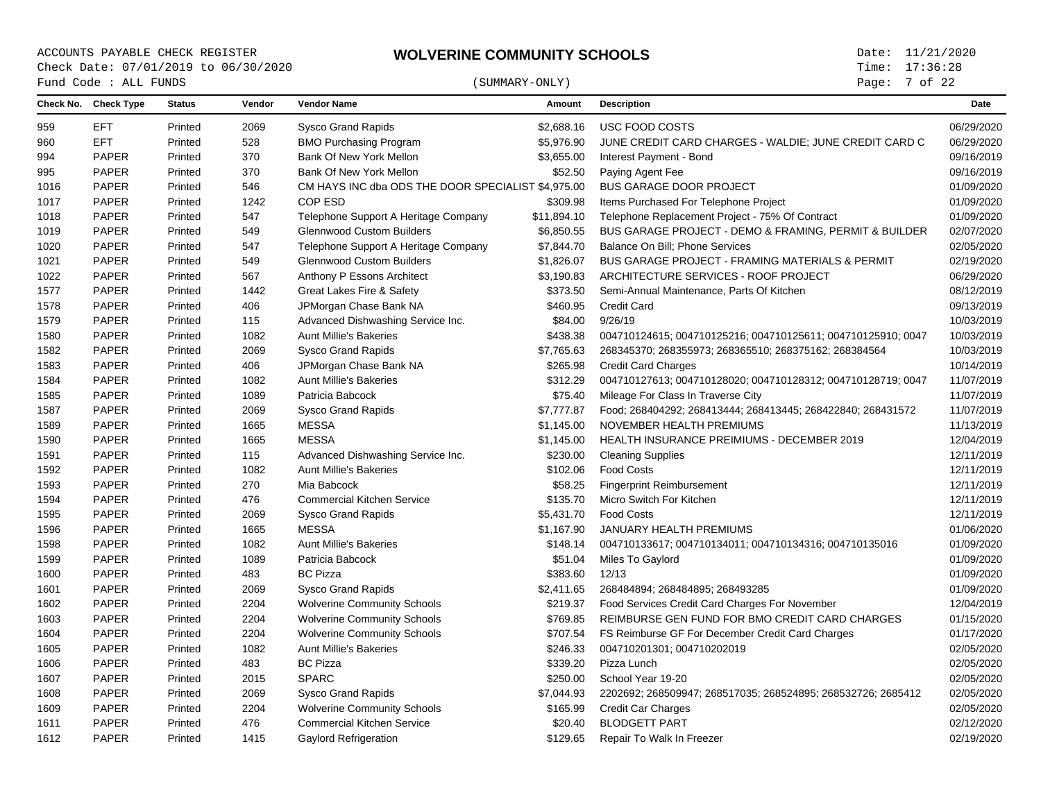ACCOUNTS PAYABLE CHECK REGISTER
Check Date: 07/01/2019 to 06/30/2020
Fund Code : ALL FUNDS

# WOLVERINE COMMUNITY SCHOOLS

(SUMMARY-ONLY)

Date: 11/21/2020
Time: 17:36:28

| Check No. | Check Type | Status | Vendor | Vendor Name | Amount | Description | Date |
|---|---|---|---|---|---|---|---|
| 959 | EFT | Printed | 2069 | Sysco Grand Rapids | $2,688.16 | USC FOOD COSTS | 06/29/2020 |
| 960 | EFT | Printed | 528 | BMO Purchasing Program | $5,976.90 | JUNE CREDIT CARD CHARGES - WALDIE; JUNE CREDIT CARD C | 06/29/2020 |
| 994 | PAPER | Printed | 370 | Bank Of New York Mellon | $3,655.00 | Interest Payment - Bond | 09/16/2019 |
| 995 | PAPER | Printed | 370 | Bank Of New York Mellon | $52.50 | Paying Agent Fee | 09/16/2019 |
| 1016 | PAPER | Printed | 546 | CM HAYS INC dba ODS THE DOOR SPECIALIST | $4,975.00 | BUS GARAGE DOOR PROJECT | 01/09/2020 |
| 1017 | PAPER | Printed | 1242 | COP ESD | $309.98 | Items Purchased For Telephone Project | 01/09/2020 |
| 1018 | PAPER | Printed | 547 | Telephone Support A Heritage Company | $11,894.10 | Telephone Replacement Project - 75% Of Contract | 01/09/2020 |
| 1019 | PAPER | Printed | 549 | Glennwood Custom Builders | $6,850.55 | BUS GARAGE PROJECT - DEMO & FRAMING, PERMIT & BUILDER | 02/07/2020 |
| 1020 | PAPER | Printed | 547 | Telephone Support A Heritage Company | $7,844.70 | Balance On Bill; Phone Services | 02/05/2020 |
| 1021 | PAPER | Printed | 549 | Glennwood Custom Builders | $1,826.07 | BUS GARAGE PROJECT - FRAMING MATERIALS & PERMIT | 02/19/2020 |
| 1022 | PAPER | Printed | 567 | Anthony P Essons Architect | $3,190.83 | ARCHITECTURE SERVICES - ROOF PROJECT | 06/29/2020 |
| 1577 | PAPER | Printed | 1442 | Great Lakes Fire & Safety | $373.50 | Semi-Annual Maintenance, Parts Of Kitchen | 08/12/2019 |
| 1578 | PAPER | Printed | 406 | JPMorgan Chase Bank NA | $460.95 | Credit Card | 09/13/2019 |
| 1579 | PAPER | Printed | 115 | Advanced Dishwashing Service Inc. | $84.00 | 9/26/19 | 10/03/2019 |
| 1580 | PAPER | Printed | 1082 | Aunt Millie's Bakeries | $438.38 | 004710124615; 004710125216; 004710125611; 004710125910; 0047 | 10/03/2019 |
| 1582 | PAPER | Printed | 2069 | Sysco Grand Rapids | $7,765.63 | 268345370; 268355973; 268365510; 268375162; 268384564 | 10/03/2019 |
| 1583 | PAPER | Printed | 406 | JPMorgan Chase Bank NA | $265.98 | Credit Card Charges | 10/14/2019 |
| 1584 | PAPER | Printed | 1082 | Aunt Millie's Bakeries | $312.29 | 004710127613; 004710128020; 004710128312; 004710128719; 0047 | 11/07/2019 |
| 1585 | PAPER | Printed | 1089 | Patricia Babcock | $75.40 | Mileage For Class In Traverse City | 11/07/2019 |
| 1587 | PAPER | Printed | 2069 | Sysco Grand Rapids | $7,777.87 | Food; 268404292; 268413444; 268413445; 268422840; 268431572 | 11/07/2019 |
| 1589 | PAPER | Printed | 1665 | MESSA | $1,145.00 | NOVEMBER HEALTH PREMIUMS | 11/13/2019 |
| 1590 | PAPER | Printed | 1665 | MESSA | $1,145.00 | HEALTH INSURANCE PREIMIUMS - DECEMBER 2019 | 12/04/2019 |
| 1591 | PAPER | Printed | 115 | Advanced Dishwashing Service Inc. | $230.00 | Cleaning Supplies | 12/11/2019 |
| 1592 | PAPER | Printed | 1082 | Aunt Millie's Bakeries | $102.06 | Food Costs | 12/11/2019 |
| 1593 | PAPER | Printed | 270 | Mia Babcock | $58.25 | Fingerprint Reimbursement | 12/11/2019 |
| 1594 | PAPER | Printed | 476 | Commercial Kitchen Service | $135.70 | Micro Switch For Kitchen | 12/11/2019 |
| 1595 | PAPER | Printed | 2069 | Sysco Grand Rapids | $5,431.70 | Food Costs | 12/11/2019 |
| 1596 | PAPER | Printed | 1665 | MESSA | $1,167.90 | JANUARY HEALTH PREMIUMS | 01/06/2020 |
| 1598 | PAPER | Printed | 1082 | Aunt Millie's Bakeries | $148.14 | 004710133617; 004710134011; 004710134316; 004710135016 | 01/09/2020 |
| 1599 | PAPER | Printed | 1089 | Patricia Babcock | $51.04 | Miles To Gaylord | 01/09/2020 |
| 1600 | PAPER | Printed | 483 | BC Pizza | $383.60 | 12/13 | 01/09/2020 |
| 1601 | PAPER | Printed | 2069 | Sysco Grand Rapids | $2,411.65 | 268484894; 268484895; 268493285 | 01/09/2020 |
| 1602 | PAPER | Printed | 2204 | Wolverine Community Schools | $219.37 | Food Services Credit Card Charges For November | 12/04/2019 |
| 1603 | PAPER | Printed | 2204 | Wolverine Community Schools | $769.85 | REIMBURSE GEN FUND FOR BMO CREDIT CARD CHARGES | 01/15/2020 |
| 1604 | PAPER | Printed | 2204 | Wolverine Community Schools | $707.54 | FS Reimburse GF For December Credit Card Charges | 01/17/2020 |
| 1605 | PAPER | Printed | 1082 | Aunt Millie's Bakeries | $246.33 | 004710201301; 004710202019 | 02/05/2020 |
| 1606 | PAPER | Printed | 483 | BC Pizza | $339.20 | Pizza Lunch | 02/05/2020 |
| 1607 | PAPER | Printed | 2015 | SPARC | $250.00 | School Year 19-20 | 02/05/2020 |
| 1608 | PAPER | Printed | 2069 | Sysco Grand Rapids | $7,044.93 | 2202692; 268509947; 268517035; 268524895; 268532726; 2685412 | 02/05/2020 |
| 1609 | PAPER | Printed | 2204 | Wolverine Community Schools | $165.99 | Credit Car Charges | 02/05/2020 |
| 1611 | PAPER | Printed | 476 | Commercial Kitchen Service | $20.40 | BLODGETT PART | 02/12/2020 |
| 1612 | PAPER | Printed | 1415 | Gaylord Refrigeration | $129.65 | Repair To Walk In Freezer | 02/19/2020 |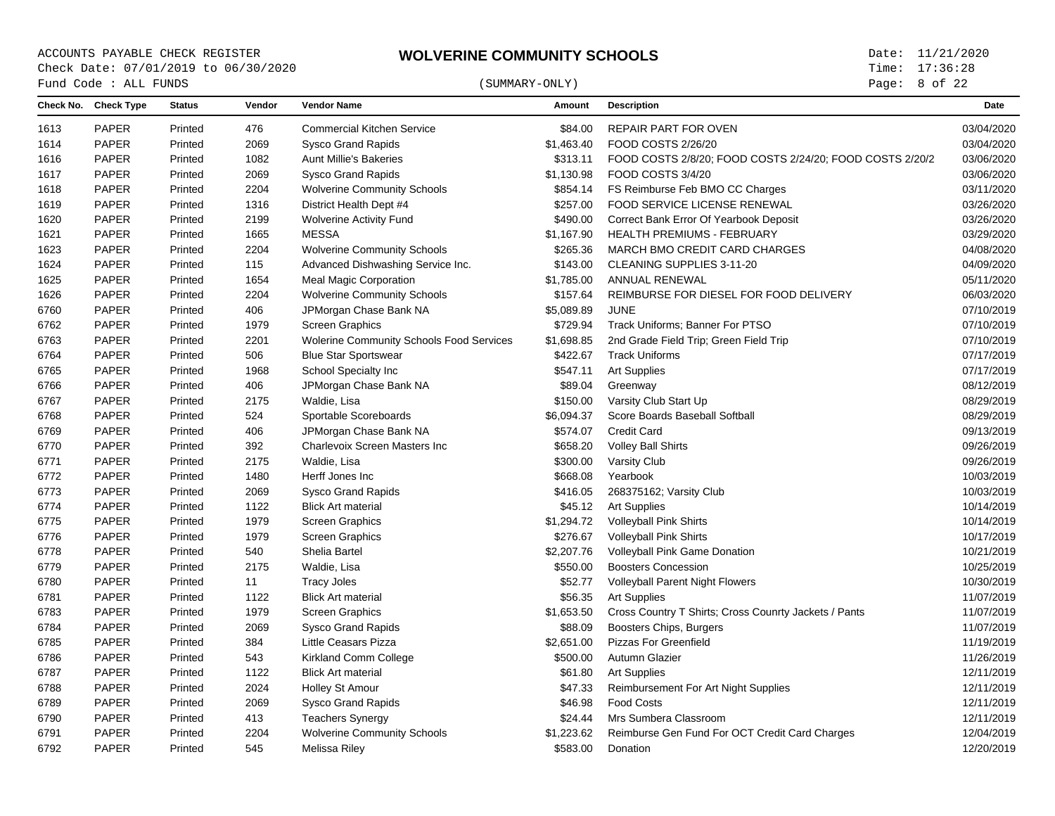ACCOUNTS PAYABLE CHECK REGISTER
Check Date: 07/01/2019 to 06/30/2020
Fund Code : ALL FUNDS

# WOLVERINE COMMUNITY SCHOOLS

(SUMMARY-ONLY)

Date: 11/21/2020
Time: 17:36:28

| Check No. | Check Type | Status | Vendor | Vendor Name | Amount | Description | Date |
|---|---|---|---|---|---|---|---|
| 1613 | PAPER | Printed | 476 | Commercial Kitchen Service | $84.00 | REPAIR PART FOR OVEN | 03/04/2020 |
| 1614 | PAPER | Printed | 2069 | Sysco Grand Rapids | $1,463.40 | FOOD COSTS 2/26/20 | 03/04/2020 |
| 1616 | PAPER | Printed | 1082 | Aunt Millie's Bakeries | $313.11 | FOOD COSTS 2/8/20; FOOD COSTS 2/24/20; FOOD COSTS 2/20/2 | 03/06/2020 |
| 1617 | PAPER | Printed | 2069 | Sysco Grand Rapids | $1,130.98 | FOOD COSTS 3/4/20 | 03/06/2020 |
| 1618 | PAPER | Printed | 2204 | Wolverine Community Schools | $854.14 | FS Reimburse Feb BMO CC Charges | 03/11/2020 |
| 1619 | PAPER | Printed | 1316 | District Health Dept #4 | $257.00 | FOOD SERVICE LICENSE RENEWAL | 03/26/2020 |
| 1620 | PAPER | Printed | 2199 | Wolverine Activity Fund | $490.00 | Correct Bank Error Of Yearbook Deposit | 03/26/2020 |
| 1621 | PAPER | Printed | 1665 | MESSA | $1,167.90 | HEALTH PREMIUMS - FEBRUARY | 03/29/2020 |
| 1623 | PAPER | Printed | 2204 | Wolverine Community Schools | $265.36 | MARCH BMO CREDIT CARD CHARGES | 04/08/2020 |
| 1624 | PAPER | Printed | 115 | Advanced Dishwashing Service Inc. | $143.00 | CLEANING SUPPLIES 3-11-20 | 04/09/2020 |
| 1625 | PAPER | Printed | 1654 | Meal Magic Corporation | $1,785.00 | ANNUAL RENEWAL | 05/11/2020 |
| 1626 | PAPER | Printed | 2204 | Wolverine Community Schools | $157.64 | REIMBURSE FOR DIESEL FOR FOOD DELIVERY | 06/03/2020 |
| 6760 | PAPER | Printed | 406 | JPMorgan Chase Bank NA | $5,089.89 | JUNE | 07/10/2019 |
| 6762 | PAPER | Printed | 1979 | Screen Graphics | $729.94 | Track Uniforms; Banner For PTSO | 07/10/2019 |
| 6763 | PAPER | Printed | 2201 | Wolerine Community Schools Food Services | $1,698.85 | 2nd Grade Field Trip; Green Field Trip | 07/10/2019 |
| 6764 | PAPER | Printed | 506 | Blue Star Sportswear | $422.67 | Track Uniforms | 07/17/2019 |
| 6765 | PAPER | Printed | 1968 | School Specialty Inc | $547.11 | Art Supplies | 07/17/2019 |
| 6766 | PAPER | Printed | 406 | JPMorgan Chase Bank NA | $89.04 | Greenway | 08/12/2019 |
| 6767 | PAPER | Printed | 2175 | Waldie, Lisa | $150.00 | Varsity Club Start Up | 08/29/2019 |
| 6768 | PAPER | Printed | 524 | Sportable Scoreboards | $6,094.37 | Score Boards Baseball Softball | 08/29/2019 |
| 6769 | PAPER | Printed | 406 | JPMorgan Chase Bank NA | $574.07 | Credit Card | 09/13/2019 |
| 6770 | PAPER | Printed | 392 | Charlevoix Screen Masters Inc | $658.20 | Volley Ball Shirts | 09/26/2019 |
| 6771 | PAPER | Printed | 2175 | Waldie, Lisa | $300.00 | Varsity Club | 09/26/2019 |
| 6772 | PAPER | Printed | 1480 | Herff Jones Inc | $668.08 | Yearbook | 10/03/2019 |
| 6773 | PAPER | Printed | 2069 | Sysco Grand Rapids | $416.05 | 268375162; Varsity Club | 10/03/2019 |
| 6774 | PAPER | Printed | 1122 | Blick Art material | $45.12 | Art Supplies | 10/14/2019 |
| 6775 | PAPER | Printed | 1979 | Screen Graphics | $1,294.72 | Volleyball Pink Shirts | 10/14/2019 |
| 6776 | PAPER | Printed | 1979 | Screen Graphics | $276.67 | Volleyball Pink Shirts | 10/17/2019 |
| 6778 | PAPER | Printed | 540 | Shelia Bartel | $2,207.76 | Volleyball Pink Game Donation | 10/21/2019 |
| 6779 | PAPER | Printed | 2175 | Waldie, Lisa | $550.00 | Boosters Concession | 10/25/2019 |
| 6780 | PAPER | Printed | 11 | Tracy Joles | $52.77 | Volleyball Parent Night Flowers | 10/30/2019 |
| 6781 | PAPER | Printed | 1122 | Blick Art material | $56.35 | Art Supplies | 11/07/2019 |
| 6783 | PAPER | Printed | 1979 | Screen Graphics | $1,653.50 | Cross Country T Shirts; Cross Counrty Jackets / Pants | 11/07/2019 |
| 6784 | PAPER | Printed | 2069 | Sysco Grand Rapids | $88.09 | Boosters Chips, Burgers | 11/07/2019 |
| 6785 | PAPER | Printed | 384 | Little Ceasars Pizza | $2,651.00 | Pizzas For Greenfield | 11/19/2019 |
| 6786 | PAPER | Printed | 543 | Kirkland Comm College | $500.00 | Autumn Glazier | 11/26/2019 |
| 6787 | PAPER | Printed | 1122 | Blick Art material | $61.80 | Art Supplies | 12/11/2019 |
| 6788 | PAPER | Printed | 2024 | Holley St Amour | $47.33 | Reimbursement For Art Night Supplies | 12/11/2019 |
| 6789 | PAPER | Printed | 2069 | Sysco Grand Rapids | $46.98 | Food Costs | 12/11/2019 |
| 6790 | PAPER | Printed | 413 | Teachers Synergy | $24.44 | Mrs Sumbera Classroom | 12/11/2019 |
| 6791 | PAPER | Printed | 2204 | Wolverine Community Schools | $1,223.62 | Reimburse Gen Fund For OCT Credit Card Charges | 12/04/2019 |
| 6792 | PAPER | Printed | 545 | Melissa Riley | $583.00 | Donation | 12/20/2019 |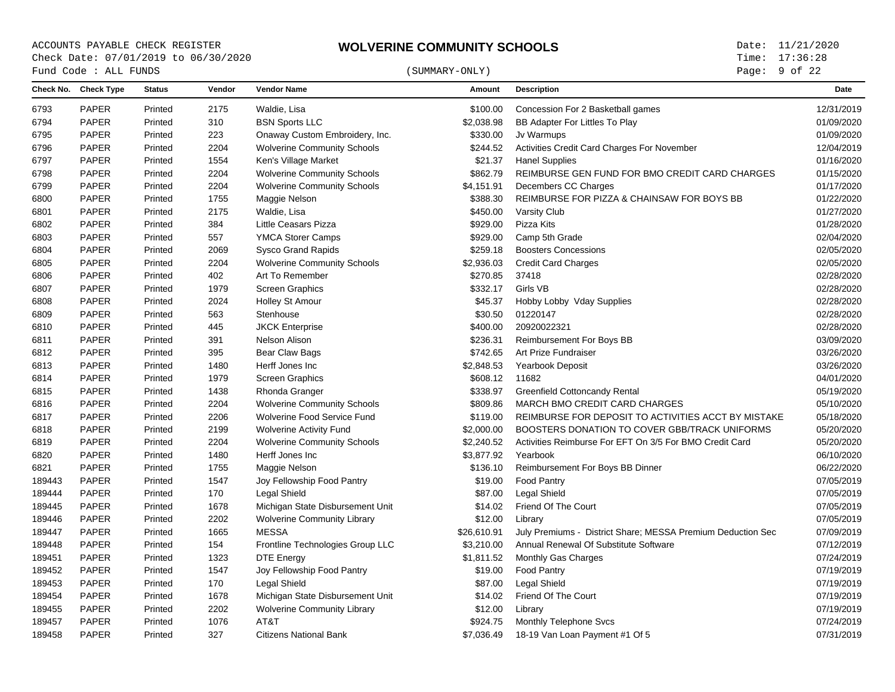ACCOUNTS PAYABLE CHECK REGISTER
Check Date: 07/01/2019 to 06/30/2020
Fund Code : ALL FUNDS

# WOLVERINE COMMUNITY SCHOOLS

(SUMMARY-ONLY)

Date: 11/21/2020
Time: 17:36:28

| Check No. | Check Type | Status | Vendor | Vendor Name | Amount | Description | Date |
|---|---|---|---|---|---|---|---|
| 6793 | PAPER | Printed | 2175 | Waldie, Lisa | $100.00 | Concession For 2 Basketball games | 12/31/2019 |
| 6794 | PAPER | Printed | 310 | BSN Sports LLC | $2,038.98 | BB Adapter For Littles To Play | 01/09/2020 |
| 6795 | PAPER | Printed | 223 | Onaway Custom Embroidery, Inc. | $330.00 | Jv Warmups | 01/09/2020 |
| 6796 | PAPER | Printed | 2204 | Wolverine Community Schools | $244.52 | Activities Credit Card Charges For November | 12/04/2019 |
| 6797 | PAPER | Printed | 1554 | Ken's Village Market | $21.37 | Hanel Supplies | 01/16/2020 |
| 6798 | PAPER | Printed | 2204 | Wolverine Community Schools | $862.79 | REIMBURSE GEN FUND FOR BMO CREDIT CARD CHARGES | 01/15/2020 |
| 6799 | PAPER | Printed | 2204 | Wolverine Community Schools | $4,151.91 | Decembers CC Charges | 01/17/2020 |
| 6800 | PAPER | Printed | 1755 | Maggie Nelson | $388.30 | REIMBURSE FOR PIZZA & CHAINSAW FOR BOYS BB | 01/22/2020 |
| 6801 | PAPER | Printed | 2175 | Waldie, Lisa | $450.00 | Varsity Club | 01/27/2020 |
| 6802 | PAPER | Printed | 384 | Little Ceasars Pizza | $929.00 | Pizza Kits | 01/28/2020 |
| 6803 | PAPER | Printed | 557 | YMCA Storer Camps | $929.00 | Camp 5th Grade | 02/04/2020 |
| 6804 | PAPER | Printed | 2069 | Sysco Grand Rapids | $259.18 | Boosters Concessions | 02/05/2020 |
| 6805 | PAPER | Printed | 2204 | Wolverine Community Schools | $2,936.03 | Credit Card Charges | 02/05/2020 |
| 6806 | PAPER | Printed | 402 | Art To Remember | $270.85 | 37418 | 02/28/2020 |
| 6807 | PAPER | Printed | 1979 | Screen Graphics | $332.17 | Girls VB | 02/28/2020 |
| 6808 | PAPER | Printed | 2024 | Holley St Amour | $45.37 | Hobby Lobby Vday Supplies | 02/28/2020 |
| 6809 | PAPER | Printed | 563 | Stenhouse | $30.50 | 01220147 | 02/28/2020 |
| 6810 | PAPER | Printed | 445 | JKCK Enterprise | $400.00 | 20920022321 | 02/28/2020 |
| 6811 | PAPER | Printed | 391 | Nelson Alison | $236.31 | Reimbursement For Boys BB | 03/09/2020 |
| 6812 | PAPER | Printed | 395 | Bear Claw Bags | $742.65 | Art Prize Fundraiser | 03/26/2020 |
| 6813 | PAPER | Printed | 1480 | Herff Jones Inc | $2,848.53 | Yearbook Deposit | 03/26/2020 |
| 6814 | PAPER | Printed | 1979 | Screen Graphics | $608.12 | 11682 | 04/01/2020 |
| 6815 | PAPER | Printed | 1438 | Rhonda Granger | $338.97 | Greenfield Cottoncandy Rental | 05/19/2020 |
| 6816 | PAPER | Printed | 2204 | Wolverine Community Schools | $809.86 | MARCH BMO CREDIT CARD CHARGES | 05/10/2020 |
| 6817 | PAPER | Printed | 2206 | Wolverine Food Service Fund | $119.00 | REIMBURSE FOR DEPOSIT TO ACTIVITIES ACCT BY MISTAKE | 05/18/2020 |
| 6818 | PAPER | Printed | 2199 | Wolverine Activity Fund | $2,000.00 | BOOSTERS DONATION TO COVER GBB/TRACK UNIFORMS | 05/20/2020 |
| 6819 | PAPER | Printed | 2204 | Wolverine Community Schools | $2,240.52 | Activities Reimburse For EFT On 3/5 For BMO Credit Card | 05/20/2020 |
| 6820 | PAPER | Printed | 1480 | Herff Jones Inc | $3,877.92 | Yearbook | 06/10/2020 |
| 6821 | PAPER | Printed | 1755 | Maggie Nelson | $136.10 | Reimbursement For Boys BB Dinner | 06/22/2020 |
| 189443 | PAPER | Printed | 1547 | Joy Fellowship Food Pantry | $19.00 | Food Pantry | 07/05/2019 |
| 189444 | PAPER | Printed | 170 | Legal Shield | $87.00 | Legal Shield | 07/05/2019 |
| 189445 | PAPER | Printed | 1678 | Michigan State Disbursement Unit | $14.02 | Friend Of The Court | 07/05/2019 |
| 189446 | PAPER | Printed | 2202 | Wolverine Community Library | $12.00 | Library | 07/05/2019 |
| 189447 | PAPER | Printed | 1665 | MESSA | $26,610.91 | July Premiums - District Share; MESSA Premium Deduction Sec | 07/09/2019 |
| 189448 | PAPER | Printed | 154 | Frontline Technologies Group LLC | $3,210.00 | Annual Renewal Of Substitute Software | 07/12/2019 |
| 189451 | PAPER | Printed | 1323 | DTE Energy | $1,811.52 | Monthly Gas Charges | 07/24/2019 |
| 189452 | PAPER | Printed | 1547 | Joy Fellowship Food Pantry | $19.00 | Food Pantry | 07/19/2019 |
| 189453 | PAPER | Printed | 170 | Legal Shield | $87.00 | Legal Shield | 07/19/2019 |
| 189454 | PAPER | Printed | 1678 | Michigan State Disbursement Unit | $14.02 | Friend Of The Court | 07/19/2019 |
| 189455 | PAPER | Printed | 2202 | Wolverine Community Library | $12.00 | Library | 07/19/2019 |
| 189457 | PAPER | Printed | 1076 | AT&T | $924.75 | Monthly Telephone Svcs | 07/24/2019 |
| 189458 | PAPER | Printed | 327 | Citizens National Bank | $7,036.49 | 18-19 Van Loan Payment #1 Of 5 | 07/31/2019 |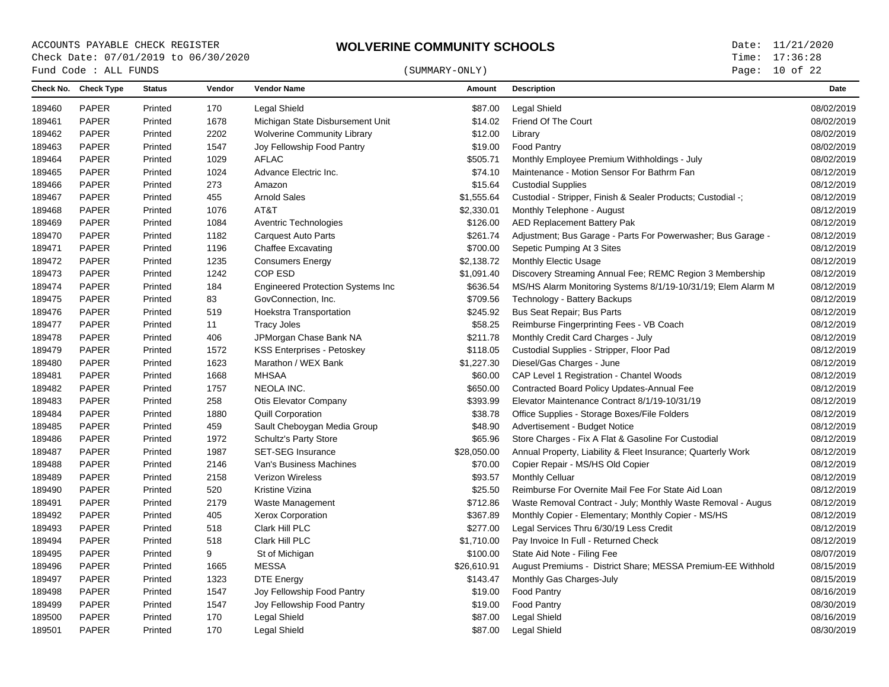ACCOUNTS PAYABLE CHECK REGISTER

# WOLVERINE COMMUNITY SCHOOLS

Check Date: 07/01/2019 to 06/30/2020

Fund Code : ALL FUNDS

(SUMMARY-ONLY)

Date: 11/21/2020
Time: 17:36:28

| Check No. | Check Type | Status | Vendor | Vendor Name | Amount | Description | Date |
|---|---|---|---|---|---|---|---|
| 189460 | PAPER | Printed | 170 | Legal Shield | $87.00 | Legal Shield | 08/02/2019 |
| 189461 | PAPER | Printed | 1678 | Michigan State Disbursement Unit | $14.02 | Friend Of The Court | 08/02/2019 |
| 189462 | PAPER | Printed | 2202 | Wolverine Community Library | $12.00 | Library | 08/02/2019 |
| 189463 | PAPER | Printed | 1547 | Joy Fellowship Food Pantry | $19.00 | Food Pantry | 08/02/2019 |
| 189464 | PAPER | Printed | 1029 | AFLAC | $505.71 | Monthly Employee Premium Withholdings - July | 08/02/2019 |
| 189465 | PAPER | Printed | 1024 | Advance Electric Inc. | $74.10 | Maintenance - Motion Sensor For Bathrm Fan | 08/12/2019 |
| 189466 | PAPER | Printed | 273 | Amazon | $15.64 | Custodial Supplies | 08/12/2019 |
| 189467 | PAPER | Printed | 455 | Arnold Sales | $1,555.64 | Custodial - Stripper, Finish & Sealer Products; Custodial -; | 08/12/2019 |
| 189468 | PAPER | Printed | 1076 | AT&T | $2,330.01 | Monthly Telephone - August | 08/12/2019 |
| 189469 | PAPER | Printed | 1084 | Aventric Technologies | $126.00 | AED Replacement Battery Pak | 08/12/2019 |
| 189470 | PAPER | Printed | 1182 | Carquest Auto Parts | $261.74 | Adjustment; Bus Garage - Parts For Powerwasher; Bus Garage - | 08/12/2019 |
| 189471 | PAPER | Printed | 1196 | Chaffee Excavating | $700.00 | Sepetic Pumping At 3 Sites | 08/12/2019 |
| 189472 | PAPER | Printed | 1235 | Consumers Energy | $2,138.72 | Monthly Electic Usage | 08/12/2019 |
| 189473 | PAPER | Printed | 1242 | COP ESD | $1,091.40 | Discovery Streaming Annual Fee; REMC Region 3 Membership | 08/12/2019 |
| 189474 | PAPER | Printed | 184 | Engineered Protection Systems Inc | $636.54 | MS/HS Alarm Monitoring Systems 8/1/19-10/31/19; Elem Alarm M | 08/12/2019 |
| 189475 | PAPER | Printed | 83 | GovConnection, Inc. | $709.56 | Technology - Battery Backups | 08/12/2019 |
| 189476 | PAPER | Printed | 519 | Hoekstra Transportation | $245.92 | Bus Seat Repair; Bus Parts | 08/12/2019 |
| 189477 | PAPER | Printed | 11 | Tracy Joles | $58.25 | Reimburse Fingerprinting Fees - VB Coach | 08/12/2019 |
| 189478 | PAPER | Printed | 406 | JPMorgan Chase Bank NA | $211.78 | Monthly Credit Card Charges - July | 08/12/2019 |
| 189479 | PAPER | Printed | 1572 | KSS Enterprises - Petoskey | $118.05 | Custodial Supplies - Stripper, Floor Pad | 08/12/2019 |
| 189480 | PAPER | Printed | 1623 | Marathon / WEX Bank | $1,227.30 | Diesel/Gas Charges - June | 08/12/2019 |
| 189481 | PAPER | Printed | 1668 | MHSAA | $60.00 | CAP Level 1 Registration - Chantel Woods | 08/12/2019 |
| 189482 | PAPER | Printed | 1757 | NEOLA INC. | $650.00 | Contracted Board Policy Updates-Annual Fee | 08/12/2019 |
| 189483 | PAPER | Printed | 258 | Otis Elevator Company | $393.99 | Elevator Maintenance Contract 8/1/19-10/31/19 | 08/12/2019 |
| 189484 | PAPER | Printed | 1880 | Quill Corporation | $38.78 | Office Supplies - Storage Boxes/File Folders | 08/12/2019 |
| 189485 | PAPER | Printed | 459 | Sault Cheboygan Media Group | $48.90 | Advertisement - Budget Notice | 08/12/2019 |
| 189486 | PAPER | Printed | 1972 | Schultz's Party Store | $65.96 | Store Charges - Fix A Flat & Gasoline For Custodial | 08/12/2019 |
| 189487 | PAPER | Printed | 1987 | SET-SEG Insurance | $28,050.00 | Annual Property, Liability & Fleet Insurance; Quarterly Work | 08/12/2019 |
| 189488 | PAPER | Printed | 2146 | Van's Business Machines | $70.00 | Copier Repair - MS/HS Old Copier | 08/12/2019 |
| 189489 | PAPER | Printed | 2158 | Verizon Wireless | $93.57 | Monthly Celluar | 08/12/2019 |
| 189490 | PAPER | Printed | 520 | Kristine Vizina | $25.50 | Reimburse For Overnite Mail Fee For State Aid Loan | 08/12/2019 |
| 189491 | PAPER | Printed | 2179 | Waste Management | $712.86 | Waste Removal Contract - July; Monthly Waste Removal - Augus | 08/12/2019 |
| 189492 | PAPER | Printed | 405 | Xerox Corporation | $367.89 | Monthly Copier - Elementary; Monthly Copier - MS/HS | 08/12/2019 |
| 189493 | PAPER | Printed | 518 | Clark Hill PLC | $277.00 | Legal Services Thru 6/30/19 Less Credit | 08/12/2019 |
| 189494 | PAPER | Printed | 518 | Clark Hill PLC | $1,710.00 | Pay Invoice In Full - Returned Check | 08/12/2019 |
| 189495 | PAPER | Printed | 9 | St of Michigan | $100.00 | State Aid Note - Filing Fee | 08/07/2019 |
| 189496 | PAPER | Printed | 1665 | MESSA | $26,610.91 | August Premiums - District Share; MESSA Premium-EE Withhold | 08/15/2019 |
| 189497 | PAPER | Printed | 1323 | DTE Energy | $143.47 | Monthly Gas Charges-July | 08/15/2019 |
| 189498 | PAPER | Printed | 1547 | Joy Fellowship Food Pantry | $19.00 | Food Pantry | 08/16/2019 |
| 189499 | PAPER | Printed | 1547 | Joy Fellowship Food Pantry | $19.00 | Food Pantry | 08/30/2019 |
| 189500 | PAPER | Printed | 170 | Legal Shield | $87.00 | Legal Shield | 08/16/2019 |
| 189501 | PAPER | Printed | 170 | Legal Shield | $87.00 | Legal Shield | 08/30/2019 |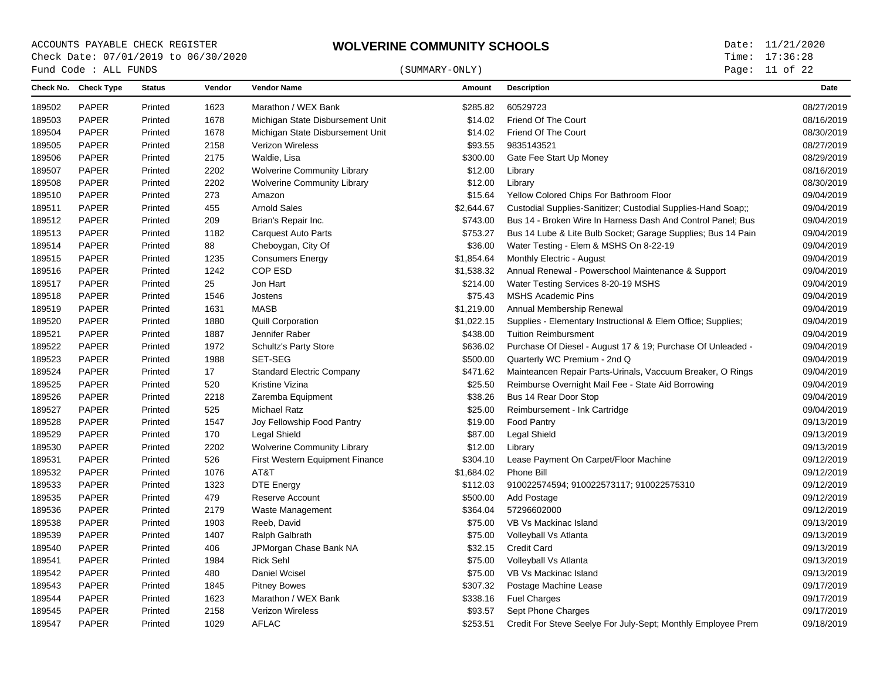ACCOUNTS PAYABLE CHECK REGISTER
Check Date: 07/01/2019 to 06/30/2020
Fund Code : ALL FUNDS

# WOLVERINE COMMUNITY SCHOOLS

(SUMMARY-ONLY)

Date: 11/21/2020
Time: 17:36:28

| Check No. | Check Type | Status | Vendor | Vendor Name | Amount | Description | Date |
|---|---|---|---|---|---|---|---|
| 189502 | PAPER | Printed | 1623 | Marathon / WEX Bank | $285.82 | 60529723 | 08/27/2019 |
| 189503 | PAPER | Printed | 1678 | Michigan State Disbursement Unit | $14.02 | Friend Of The Court | 08/16/2019 |
| 189504 | PAPER | Printed | 1678 | Michigan State Disbursement Unit | $14.02 | Friend Of The Court | 08/30/2019 |
| 189505 | PAPER | Printed | 2158 | Verizon Wireless | $93.55 | 9835143521 | 08/27/2019 |
| 189506 | PAPER | Printed | 2175 | Waldie, Lisa | $300.00 | Gate Fee Start Up Money | 08/29/2019 |
| 189507 | PAPER | Printed | 2202 | Wolverine Community Library | $12.00 | Library | 08/16/2019 |
| 189508 | PAPER | Printed | 2202 | Wolverine Community Library | $12.00 | Library | 08/30/2019 |
| 189510 | PAPER | Printed | 273 | Amazon | $15.64 | Yellow Colored Chips For Bathroom Floor | 09/04/2019 |
| 189511 | PAPER | Printed | 455 | Arnold Sales | $2,644.67 | Custodial Supplies-Sanitizer; Custodial Supplies-Hand Soap;; | 09/04/2019 |
| 189512 | PAPER | Printed | 209 | Brian's Repair Inc. | $743.00 | Bus 14 - Broken Wire In Harness Dash And Control Panel; Bus | 09/04/2019 |
| 189513 | PAPER | Printed | 1182 | Carquest Auto Parts | $753.27 | Bus 14 Lube & Lite Bulb Socket; Garage Supplies; Bus 14 Pain | 09/04/2019 |
| 189514 | PAPER | Printed | 88 | Cheboygan, City Of | $36.00 | Water Testing - Elem & MSHS On 8-22-19 | 09/04/2019 |
| 189515 | PAPER | Printed | 1235 | Consumers Energy | $1,854.64 | Monthly Electric - August | 09/04/2019 |
| 189516 | PAPER | Printed | 1242 | COP ESD | $1,538.32 | Annual Renewal - Powerschool Maintenance & Support | 09/04/2019 |
| 189517 | PAPER | Printed | 25 | Jon Hart | $214.00 | Water Testing Services 8-20-19 MSHS | 09/04/2019 |
| 189518 | PAPER | Printed | 1546 | Jostens | $75.43 | MSHS Academic Pins | 09/04/2019 |
| 189519 | PAPER | Printed | 1631 | MASB | $1,219.00 | Annual Membership Renewal | 09/04/2019 |
| 189520 | PAPER | Printed | 1880 | Quill Corporation | $1,022.15 | Supplies - Elementary Instructional & Elem Office; Supplies; | 09/04/2019 |
| 189521 | PAPER | Printed | 1887 | Jennifer Raber | $438.00 | Tuition Reimbursment | 09/04/2019 |
| 189522 | PAPER | Printed | 1972 | Schultz's Party Store | $636.02 | Purchase Of Diesel - August 17 & 19; Purchase Of Unleaded - | 09/04/2019 |
| 189523 | PAPER | Printed | 1988 | SET-SEG | $500.00 | Quarterly WC Premium - 2nd Q | 09/04/2019 |
| 189524 | PAPER | Printed | 17 | Standard Electric Company | $471.62 | Mainteancen Repair Parts-Urinals, Vaccuum Breaker, O Rings | 09/04/2019 |
| 189525 | PAPER | Printed | 520 | Kristine Vizina | $25.50 | Reimburse Overnight Mail Fee - State Aid Borrowing | 09/04/2019 |
| 189526 | PAPER | Printed | 2218 | Zaremba Equipment | $38.26 | Bus 14 Rear Door Stop | 09/04/2019 |
| 189527 | PAPER | Printed | 525 | Michael Ratz | $25.00 | Reimbursement - Ink Cartridge | 09/04/2019 |
| 189528 | PAPER | Printed | 1547 | Joy Fellowship Food Pantry | $19.00 | Food Pantry | 09/13/2019 |
| 189529 | PAPER | Printed | 170 | Legal Shield | $87.00 | Legal Shield | 09/13/2019 |
| 189530 | PAPER | Printed | 2202 | Wolverine Community Library | $12.00 | Library | 09/13/2019 |
| 189531 | PAPER | Printed | 526 | First Western Equipment Finance | $304.10 | Lease Payment On Carpet/Floor Machine | 09/12/2019 |
| 189532 | PAPER | Printed | 1076 | AT&T | $1,684.02 | Phone Bill | 09/12/2019 |
| 189533 | PAPER | Printed | 1323 | DTE Energy | $112.03 | 910022574594; 910022573117; 910022575310 | 09/12/2019 |
| 189535 | PAPER | Printed | 479 | Reserve Account | $500.00 | Add Postage | 09/12/2019 |
| 189536 | PAPER | Printed | 2179 | Waste Management | $364.04 | 57296602000 | 09/12/2019 |
| 189538 | PAPER | Printed | 1903 | Reeb, David | $75.00 | VB Vs Mackinac Island | 09/13/2019 |
| 189539 | PAPER | Printed | 1407 | Ralph Galbrath | $75.00 | Volleyball Vs Atlanta | 09/13/2019 |
| 189540 | PAPER | Printed | 406 | JPMorgan Chase Bank NA | $32.15 | Credit Card | 09/13/2019 |
| 189541 | PAPER | Printed | 1984 | Rick Sehl | $75.00 | Volleyball Vs Atlanta | 09/13/2019 |
| 189542 | PAPER | Printed | 480 | Daniel Wcisel | $75.00 | VB Vs Mackinac Island | 09/13/2019 |
| 189543 | PAPER | Printed | 1845 | Pitney Bowes | $307.32 | Postage Machine Lease | 09/17/2019 |
| 189544 | PAPER | Printed | 1623 | Marathon / WEX Bank | $338.16 | Fuel Charges | 09/17/2019 |
| 189545 | PAPER | Printed | 2158 | Verizon Wireless | $93.57 | Sept Phone Charges | 09/17/2019 |
| 189547 | PAPER | Printed | 1029 | AFLAC | $253.51 | Credit For Steve Seelye For July-Sept; Monthly Employee Prem | 09/18/2019 |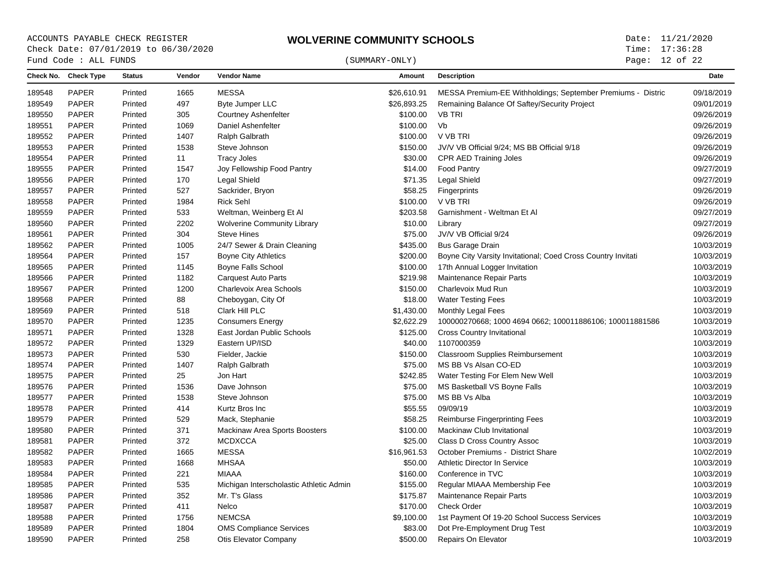ACCOUNTS PAYABLE CHECK REGISTER

# WOLVERINE COMMUNITY SCHOOLS

Check Date: 07/01/2019 to 06/30/2020

Fund Code : ALL FUNDS

(SUMMARY-ONLY)

Date: 11/21/2020
Time: 17:36:28

| Check No. | Check Type | Status | Vendor | Vendor Name | Amount | Description | Date |
|---|---|---|---|---|---|---|---|
| 189548 | PAPER | Printed | 1665 | MESSA | $26,610.91 | MESSA Premium-EE Withholdings; September Premiums - Distric | 09/18/2019 |
| 189549 | PAPER | Printed | 497 | Byte Jumper LLC | $26,893.25 | Remaining Balance Of Saftey/Security Project | 09/01/2019 |
| 189550 | PAPER | Printed | 305 | Courtney Ashenfelter | $100.00 | VB TRI | 09/26/2019 |
| 189551 | PAPER | Printed | 1069 | Daniel Ashenfelter | $100.00 | Vb | 09/26/2019 |
| 189552 | PAPER | Printed | 1407 | Ralph Galbrath | $100.00 | V VB TRI | 09/26/2019 |
| 189553 | PAPER | Printed | 1538 | Steve Johnson | $150.00 | JV/V VB Official 9/24; MS BB Official 9/18 | 09/26/2019 |
| 189554 | PAPER | Printed | 11 | Tracy Joles | $30.00 | CPR AED Training Joles | 09/26/2019 |
| 189555 | PAPER | Printed | 1547 | Joy Fellowship Food Pantry | $14.00 | Food Pantry | 09/27/2019 |
| 189556 | PAPER | Printed | 170 | Legal Shield | $71.35 | Legal Shield | 09/27/2019 |
| 189557 | PAPER | Printed | 527 | Sackrider, Bryon | $58.25 | Fingerprints | 09/26/2019 |
| 189558 | PAPER | Printed | 1984 | Rick Sehl | $100.00 | V VB TRI | 09/26/2019 |
| 189559 | PAPER | Printed | 533 | Weltman, Weinberg Et Al | $203.58 | Garnishment - Weltman Et Al | 09/27/2019 |
| 189560 | PAPER | Printed | 2202 | Wolverine Community Library | $10.00 | Library | 09/27/2019 |
| 189561 | PAPER | Printed | 304 | Steve Hines | $75.00 | JV/V VB Official 9/24 | 09/26/2019 |
| 189562 | PAPER | Printed | 1005 | 24/7 Sewer & Drain Cleaning | $435.00 | Bus Garage Drain | 10/03/2019 |
| 189564 | PAPER | Printed | 157 | Boyne City Athletics | $200.00 | Boyne City Varsity Invitational; Coed Cross Country Invitati | 10/03/2019 |
| 189565 | PAPER | Printed | 1145 | Boyne Falls School | $100.00 | 17th Annual Logger Invitation | 10/03/2019 |
| 189566 | PAPER | Printed | 1182 | Carquest Auto Parts | $219.98 | Maintenance Repair Parts | 10/03/2019 |
| 189567 | PAPER | Printed | 1200 | Charlevoix Area Schools | $150.00 | Charlevoix Mud Run | 10/03/2019 |
| 189568 | PAPER | Printed | 88 | Cheboygan, City Of | $18.00 | Water Testing Fees | 10/03/2019 |
| 189569 | PAPER | Printed | 518 | Clark Hill PLC | $1,430.00 | Monthly Legal Fees | 10/03/2019 |
| 189570 | PAPER | Printed | 1235 | Consumers Energy | $2,622.29 | 100000270668; 1000 4694 0662; 100011886106; 100011881586 | 10/03/2019 |
| 189571 | PAPER | Printed | 1328 | East Jordan Public Schools | $125.00 | Cross Country Invitational | 10/03/2019 |
| 189572 | PAPER | Printed | 1329 | Eastern UP/ISD | $40.00 | 1107000359 | 10/03/2019 |
| 189573 | PAPER | Printed | 530 | Fielder, Jackie | $150.00 | Classroom Supplies Reimbursement | 10/03/2019 |
| 189574 | PAPER | Printed | 1407 | Ralph Galbrath | $75.00 | MS BB Vs Alsan CO-ED | 10/03/2019 |
| 189575 | PAPER | Printed | 25 | Jon Hart | $242.85 | Water Testing For Elem New Well | 10/03/2019 |
| 189576 | PAPER | Printed | 1536 | Dave Johnson | $75.00 | MS Basketball VS Boyne Falls | 10/03/2019 |
| 189577 | PAPER | Printed | 1538 | Steve Johnson | $75.00 | MS BB Vs Alba | 10/03/2019 |
| 189578 | PAPER | Printed | 414 | Kurtz Bros Inc | $55.55 | 09/09/19 | 10/03/2019 |
| 189579 | PAPER | Printed | 529 | Mack, Stephanie | $58.25 | Reimburse Fingerprinting Fees | 10/03/2019 |
| 189580 | PAPER | Printed | 371 | Mackinaw Area Sports Boosters | $100.00 | Mackinaw Club Invitational | 10/03/2019 |
| 189581 | PAPER | Printed | 372 | MCDXCCA | $25.00 | Class D Cross Country Assoc | 10/03/2019 |
| 189582 | PAPER | Printed | 1665 | MESSA | $16,961.53 | October Premiums - District Share | 10/02/2019 |
| 189583 | PAPER | Printed | 1668 | MHSAA | $50.00 | Athletic Director In Service | 10/03/2019 |
| 189584 | PAPER | Printed | 221 | MIAAA | $160.00 | Conference in TVC | 10/03/2019 |
| 189585 | PAPER | Printed | 535 | Michigan Interscholastic Athletic Admin | $155.00 | Regular MIAAA Membership Fee | 10/03/2019 |
| 189586 | PAPER | Printed | 352 | Mr. T's Glass | $175.87 | Maintenance Repair Parts | 10/03/2019 |
| 189587 | PAPER | Printed | 411 | Nelco | $170.00 | Check Order | 10/03/2019 |
| 189588 | PAPER | Printed | 1756 | NEMCSA | $9,100.00 | 1st Payment Of 19-20 School Success Services | 10/03/2019 |
| 189589 | PAPER | Printed | 1804 | OMS Compliance Services | $83.00 | Dot Pre-Employment Drug Test | 10/03/2019 |
| 189590 | PAPER | Printed | 258 | Otis Elevator Company | $500.00 | Repairs On Elevator | 10/03/2019 |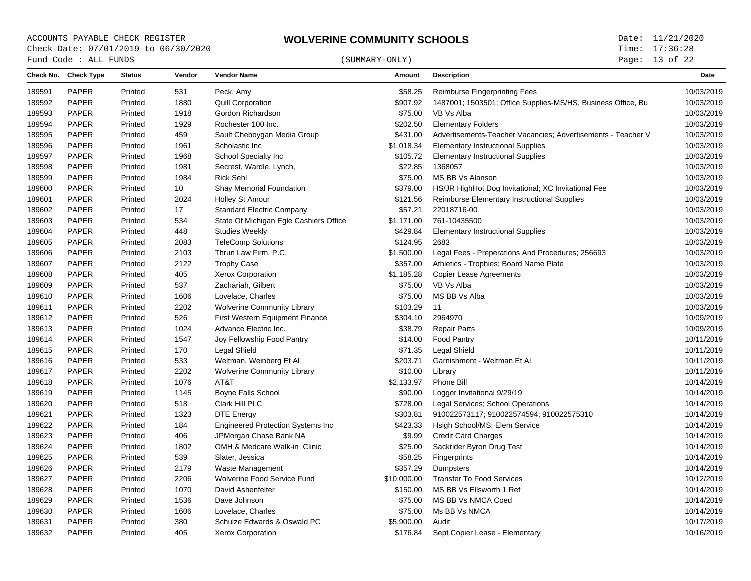ACCOUNTS PAYABLE CHECK REGISTER

# WOLVERINE COMMUNITY SCHOOLS

Check Date: 07/01/2019 to 06/30/2020

Fund Code : ALL FUNDS

(SUMMARY-ONLY)

Date: 11/21/2020
Time: 17:36:28

| Check No. | Check Type | Status | Vendor | Vendor Name | Amount | Description | Date |
|---|---|---|---|---|---|---|---|
| 189591 | PAPER | Printed | 531 | Peck, Amy | $58.25 | Reimburse Fingerprinting Fees | 10/03/2019 |
| 189592 | PAPER | Printed | 1880 | Quill Corporation | $907.92 | 1487001; 1503501; Office Supplies-MS/HS, Business Office, Bu | 10/03/2019 |
| 189593 | PAPER | Printed | 1918 | Gordon Richardson | $75.00 | VB Vs Alba | 10/03/2019 |
| 189594 | PAPER | Printed | 1929 | Rochester 100 Inc. | $202.50 | Elementary Folders | 10/03/2019 |
| 189595 | PAPER | Printed | 459 | Sault Cheboygan Media Group | $431.00 | Advertisements-Teacher Vacancies; Advertisements - Teacher V | 10/03/2019 |
| 189596 | PAPER | Printed | 1961 | Scholastic Inc | $1,018.34 | Elementary Instructional Supplies | 10/03/2019 |
| 189597 | PAPER | Printed | 1968 | School Specialty Inc | $105.72 | Elementary Instructional Supplies | 10/03/2019 |
| 189598 | PAPER | Printed | 1981 | Secrest, Wardle, Lynch, | $22.85 | 1368057 | 10/03/2019 |
| 189599 | PAPER | Printed | 1984 | Rick Sehl | $75.00 | MS BB Vs Alanson | 10/03/2019 |
| 189600 | PAPER | Printed | 10 | Shay Memorial Foundation | $379.00 | HS/JR HighHot Dog Invitational; XC Invitational Fee | 10/03/2019 |
| 189601 | PAPER | Printed | 2024 | Holley St Amour | $121.56 | Reimburse Elementary Instructional Supplies | 10/03/2019 |
| 189602 | PAPER | Printed | 17 | Standard Electric Company | $57.21 | 22018716-00 | 10/03/2019 |
| 189603 | PAPER | Printed | 534 | State Of Michigan Egle Cashiers Office | $1,171.00 | 761-10435500 | 10/03/2019 |
| 189604 | PAPER | Printed | 448 | Studies Weekly | $429.84 | Elementary Instructional Supplies | 10/03/2019 |
| 189605 | PAPER | Printed | 2083 | TeleComp Solutions | $124.95 | 2683 | 10/03/2019 |
| 189606 | PAPER | Printed | 2103 | Thrun Law Firm, P.C. | $1,500.00 | Legal Fees - Preperations And Procedures; 256693 | 10/03/2019 |
| 189607 | PAPER | Printed | 2122 | Trophy Case | $357.00 | Athletics - Trophies; Board Name Plate | 10/03/2019 |
| 189608 | PAPER | Printed | 405 | Xerox Corporation | $1,185.28 | Copier Lease Agreements | 10/03/2019 |
| 189609 | PAPER | Printed | 537 | Zachariah, Gilbert | $75.00 | VB Vs Alba | 10/03/2019 |
| 189610 | PAPER | Printed | 1606 | Lovelace, Charles | $75.00 | MS BB Vs Alba | 10/03/2019 |
| 189611 | PAPER | Printed | 2202 | Wolverine Community Library | $103.29 | 11 | 10/03/2019 |
| 189612 | PAPER | Printed | 526 | First Western Equipment Finance | $304.10 | 2964970 | 10/09/2019 |
| 189613 | PAPER | Printed | 1024 | Advance Electric Inc. | $38.79 | Repair Parts | 10/09/2019 |
| 189614 | PAPER | Printed | 1547 | Joy Fellowship Food Pantry | $14.00 | Food Pantry | 10/11/2019 |
| 189615 | PAPER | Printed | 170 | Legal Shield | $71.35 | Legal Shield | 10/11/2019 |
| 189616 | PAPER | Printed | 533 | Weltman, Weinberg Et Al | $203.71 | Garnishment - Weltman Et Al | 10/11/2019 |
| 189617 | PAPER | Printed | 2202 | Wolverine Community Library | $10.00 | Library | 10/11/2019 |
| 189618 | PAPER | Printed | 1076 | AT&T | $2,133.97 | Phone Bill | 10/14/2019 |
| 189619 | PAPER | Printed | 1145 | Boyne Falls School | $90.00 | Logger Invitational 9/29/19 | 10/14/2019 |
| 189620 | PAPER | Printed | 518 | Clark Hill PLC | $728.00 | Legal Services; School Operations | 10/14/2019 |
| 189621 | PAPER | Printed | 1323 | DTE Energy | $303.81 | 910022573117; 910022574594; 910022575310 | 10/14/2019 |
| 189622 | PAPER | Printed | 184 | Engineered Protection Systems Inc | $423.33 | Hsigh School/MS; Elem Service | 10/14/2019 |
| 189623 | PAPER | Printed | 406 | JPMorgan Chase Bank NA | $9.99 | Credit Card Charges | 10/14/2019 |
| 189624 | PAPER | Printed | 1802 | OMH & Medcare Walk-in Clinic | $25.00 | Sackrider Byron Drug Test | 10/14/2019 |
| 189625 | PAPER | Printed | 539 | Slater, Jessica | $58.25 | Fingerprints | 10/14/2019 |
| 189626 | PAPER | Printed | 2179 | Waste Management | $357.29 | Dumpsters | 10/14/2019 |
| 189627 | PAPER | Printed | 2206 | Wolverine Food Service Fund | $10,000.00 | Transfer To Food Services | 10/12/2019 |
| 189628 | PAPER | Printed | 1070 | David Ashenfelter | $150.00 | MS BB Vs Ellsworth 1 Ref | 10/14/2019 |
| 189629 | PAPER | Printed | 1536 | Dave Johnson | $75.00 | MS BB Vs NMCA Coed | 10/14/2019 |
| 189630 | PAPER | Printed | 1606 | Lovelace, Charles | $75.00 | Ms BB Vs NMCA | 10/14/2019 |
| 189631 | PAPER | Printed | 380 | Schulze Edwards & Oswald PC | $5,900.00 | Audit | 10/17/2019 |
| 189632 | PAPER | Printed | 405 | Xerox Corporation | $176.84 | Sept Copier Lease - Elementary | 10/16/2019 |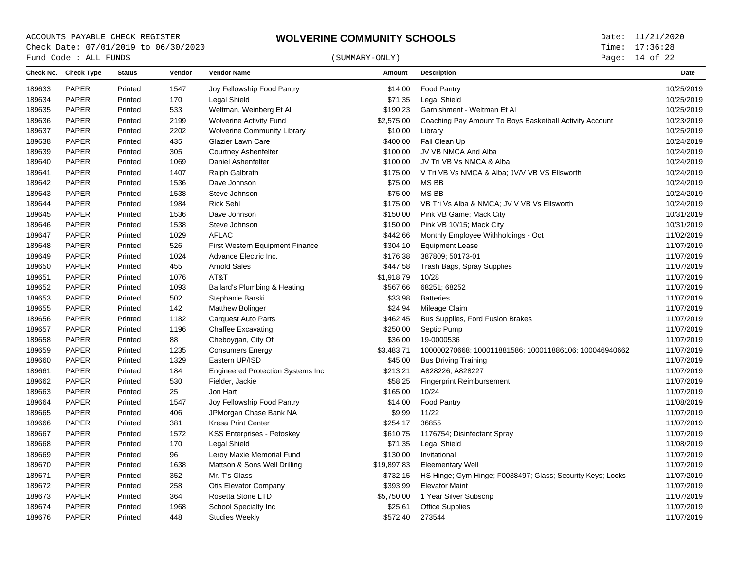ACCOUNTS PAYABLE CHECK REGISTER
Check Date: 07/01/2019 to 06/30/2020
Fund Code : ALL FUNDS

# WOLVERINE COMMUNITY SCHOOLS

(SUMMARY-ONLY)

Date: 11/21/2020
Time: 17:36:28

| Check No. | Check Type | Status | Vendor | Vendor Name | Amount | Description | Date |
|---|---|---|---|---|---|---|---|
| 189633 | PAPER | Printed | 1547 | Joy Fellowship Food Pantry | $14.00 | Food Pantry | 10/25/2019 |
| 189634 | PAPER | Printed | 170 | Legal Shield | $71.35 | Legal Shield | 10/25/2019 |
| 189635 | PAPER | Printed | 533 | Weltman, Weinberg Et Al | $190.23 | Garnishment - Weltman Et Al | 10/25/2019 |
| 189636 | PAPER | Printed | 2199 | Wolverine Activity Fund | $2,575.00 | Coaching Pay Amount To Boys Basketball Activity Account | 10/23/2019 |
| 189637 | PAPER | Printed | 2202 | Wolverine Community Library | $10.00 | Library | 10/25/2019 |
| 189638 | PAPER | Printed | 435 | Glazier Lawn Care | $400.00 | Fall Clean Up | 10/24/2019 |
| 189639 | PAPER | Printed | 305 | Courtney Ashenfelter | $100.00 | JV VB NMCA And Alba | 10/24/2019 |
| 189640 | PAPER | Printed | 1069 | Daniel Ashenfelter | $100.00 | JV Tri VB Vs NMCA & Alba | 10/24/2019 |
| 189641 | PAPER | Printed | 1407 | Ralph Galbrath | $175.00 | V Tri VB Vs NMCA & Alba; JV/V VB VS Ellsworth | 10/24/2019 |
| 189642 | PAPER | Printed | 1536 | Dave Johnson | $75.00 | MS BB | 10/24/2019 |
| 189643 | PAPER | Printed | 1538 | Steve Johnson | $75.00 | MS BB | 10/24/2019 |
| 189644 | PAPER | Printed | 1984 | Rick Sehl | $175.00 | VB Tri Vs Alba & NMCA; JV V VB Vs Ellsworth | 10/24/2019 |
| 189645 | PAPER | Printed | 1536 | Dave Johnson | $150.00 | Pink VB Game; Mack City | 10/31/2019 |
| 189646 | PAPER | Printed | 1538 | Steve Johnson | $150.00 | Pink VB 10/15; Mack City | 10/31/2019 |
| 189647 | PAPER | Printed | 1029 | AFLAC | $442.66 | Monthly Employee Withholdings - Oct | 11/02/2019 |
| 189648 | PAPER | Printed | 526 | First Western Equipment Finance | $304.10 | Equipment Lease | 11/07/2019 |
| 189649 | PAPER | Printed | 1024 | Advance Electric Inc. | $176.38 | 387809; 50173-01 | 11/07/2019 |
| 189650 | PAPER | Printed | 455 | Arnold Sales | $447.58 | Trash Bags, Spray Supplies | 11/07/2019 |
| 189651 | PAPER | Printed | 1076 | AT&T | $1,918.79 | 10/28 | 11/07/2019 |
| 189652 | PAPER | Printed | 1093 | Ballard's Plumbing & Heating | $567.66 | 68251; 68252 | 11/07/2019 |
| 189653 | PAPER | Printed | 502 | Stephanie Barski | $33.98 | Batteries | 11/07/2019 |
| 189655 | PAPER | Printed | 142 | Matthew Bolinger | $24.94 | Mileage Claim | 11/07/2019 |
| 189656 | PAPER | Printed | 1182 | Carquest Auto Parts | $462.45 | Bus Supplies, Ford Fusion Brakes | 11/07/2019 |
| 189657 | PAPER | Printed | 1196 | Chaffee Excavating | $250.00 | Septic Pump | 11/07/2019 |
| 189658 | PAPER | Printed | 88 | Cheboygan, City Of | $36.00 | 19-0000536 | 11/07/2019 |
| 189659 | PAPER | Printed | 1235 | Consumers Energy | $3,483.71 | 100000270668; 100011881586; 100011886106; 100046940662 | 11/07/2019 |
| 189660 | PAPER | Printed | 1329 | Eastern UP/ISD | $45.00 | Bus Driving Training | 11/07/2019 |
| 189661 | PAPER | Printed | 184 | Engineered Protection Systems Inc | $213.21 | A828226; A828227 | 11/07/2019 |
| 189662 | PAPER | Printed | 530 | Fielder, Jackie | $58.25 | Fingerprint Reimbursement | 11/07/2019 |
| 189663 | PAPER | Printed | 25 | Jon Hart | $165.00 | 10/24 | 11/07/2019 |
| 189664 | PAPER | Printed | 1547 | Joy Fellowship Food Pantry | $14.00 | Food Pantry | 11/08/2019 |
| 189665 | PAPER | Printed | 406 | JPMorgan Chase Bank NA | $9.99 | 11/22 | 11/07/2019 |
| 189666 | PAPER | Printed | 381 | Kresa Print Center | $254.17 | 36855 | 11/07/2019 |
| 189667 | PAPER | Printed | 1572 | KSS Enterprises - Petoskey | $610.75 | 1176754; Disinfectant Spray | 11/07/2019 |
| 189668 | PAPER | Printed | 170 | Legal Shield | $71.35 | Legal Shield | 11/08/2019 |
| 189669 | PAPER | Printed | 96 | Leroy Maxie Memorial Fund | $130.00 | Invitational | 11/07/2019 |
| 189670 | PAPER | Printed | 1638 | Mattson & Sons Well Drilling | $19,897.83 | Eleementary Well | 11/07/2019 |
| 189671 | PAPER | Printed | 352 | Mr. T's Glass | $732.15 | HS Hinge; Gym Hinge; F0038497; Glass; Security Keys; Locks | 11/07/2019 |
| 189672 | PAPER | Printed | 258 | Otis Elevator Company | $393.99 | Elevator Maint | 11/07/2019 |
| 189673 | PAPER | Printed | 364 | Rosetta Stone LTD | $5,750.00 | 1 Year Silver Subscrip | 11/07/2019 |
| 189674 | PAPER | Printed | 1968 | School Specialty Inc | $25.61 | Office Supplies | 11/07/2019 |
| 189676 | PAPER | Printed | 448 | Studies Weekly | $572.40 | 273544 | 11/07/2019 |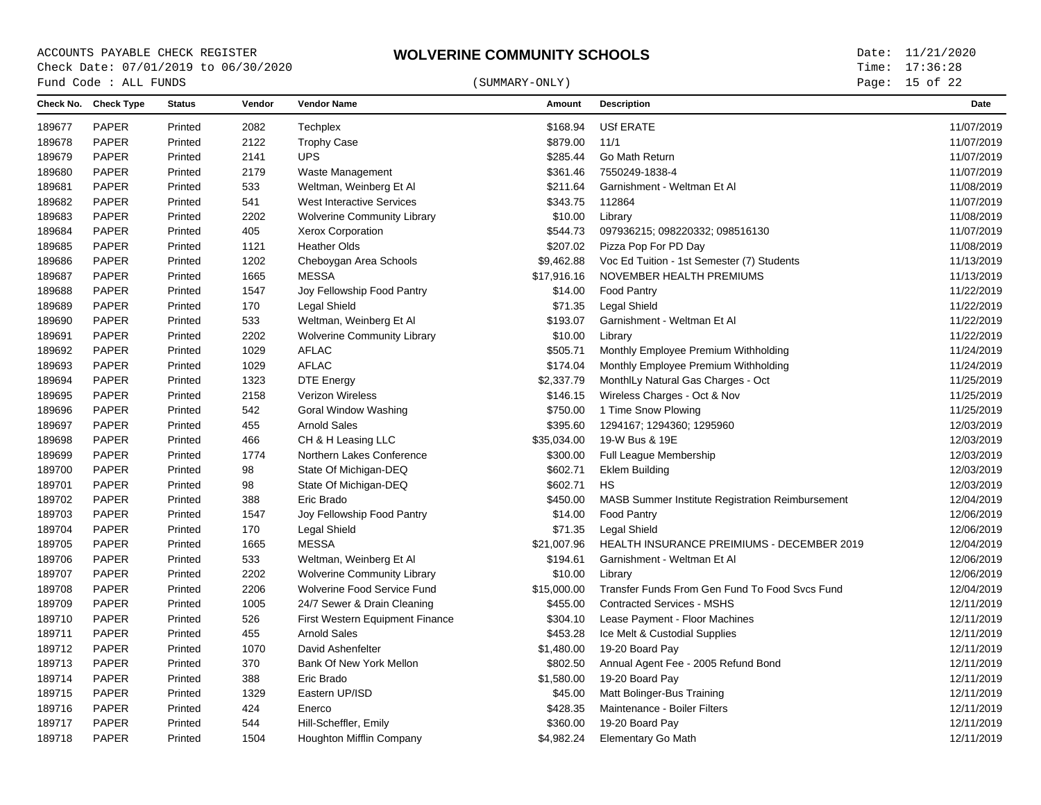ACCOUNTS PAYABLE CHECK REGISTER
Check Date: 07/01/2019 to 06/30/2020
Fund Code : ALL FUNDS

# WOLVERINE COMMUNITY SCHOOLS

(SUMMARY-ONLY)

Date: 11/21/2020
Time: 17:36:28

| Check No. | Check Type | Status | Vendor | Vendor Name | Amount | Description | Date |
|---|---|---|---|---|---|---|---|
| 189677 | PAPER | Printed | 2082 | Techplex | $168.94 | USf ERATE | 11/07/2019 |
| 189678 | PAPER | Printed | 2122 | Trophy Case | $879.00 | 11/1 | 11/07/2019 |
| 189679 | PAPER | Printed | 2141 | UPS | $285.44 | Go Math Return | 11/07/2019 |
| 189680 | PAPER | Printed | 2179 | Waste Management | $361.46 | 7550249-1838-4 | 11/07/2019 |
| 189681 | PAPER | Printed | 533 | Weltman, Weinberg Et Al | $211.64 | Garnishment - Weltman Et Al | 11/08/2019 |
| 189682 | PAPER | Printed | 541 | West Interactive Services | $343.75 | 112864 | 11/07/2019 |
| 189683 | PAPER | Printed | 2202 | Wolverine Community Library | $10.00 | Library | 11/08/2019 |
| 189684 | PAPER | Printed | 405 | Xerox Corporation | $544.73 | 097936215; 098220332; 098516130 | 11/07/2019 |
| 189685 | PAPER | Printed | 1121 | Heather Olds | $207.02 | Pizza Pop For PD Day | 11/08/2019 |
| 189686 | PAPER | Printed | 1202 | Cheboygan Area Schools | $9,462.88 | Voc Ed Tuition - 1st Semester (7) Students | 11/13/2019 |
| 189687 | PAPER | Printed | 1665 | MESSA | $17,916.16 | NOVEMBER HEALTH PREMIUMS | 11/13/2019 |
| 189688 | PAPER | Printed | 1547 | Joy Fellowship Food Pantry | $14.00 | Food Pantry | 11/22/2019 |
| 189689 | PAPER | Printed | 170 | Legal Shield | $71.35 | Legal Shield | 11/22/2019 |
| 189690 | PAPER | Printed | 533 | Weltman, Weinberg Et Al | $193.07 | Garnishment - Weltman Et Al | 11/22/2019 |
| 189691 | PAPER | Printed | 2202 | Wolverine Community Library | $10.00 | Library | 11/22/2019 |
| 189692 | PAPER | Printed | 1029 | AFLAC | $505.71 | Monthly Employee Premium Withholding | 11/24/2019 |
| 189693 | PAPER | Printed | 1029 | AFLAC | $174.04 | Monthly Employee Premium Withholding | 11/24/2019 |
| 189694 | PAPER | Printed | 1323 | DTE Energy | $2,337.79 | MonthlLy Natural Gas Charges - Oct | 11/25/2019 |
| 189695 | PAPER | Printed | 2158 | Verizon Wireless | $146.15 | Wireless Charges - Oct & Nov | 11/25/2019 |
| 189696 | PAPER | Printed | 542 | Goral Window Washing | $750.00 | 1 Time Snow Plowing | 11/25/2019 |
| 189697 | PAPER | Printed | 455 | Arnold Sales | $395.60 | 1294167; 1294360; 1295960 | 12/03/2019 |
| 189698 | PAPER | Printed | 466 | CH & H Leasing LLC | $35,034.00 | 19-W Bus & 19E | 12/03/2019 |
| 189699 | PAPER | Printed | 1774 | Northern Lakes Conference | $300.00 | Full League Membership | 12/03/2019 |
| 189700 | PAPER | Printed | 98 | State Of Michigan-DEQ | $602.71 | Eklem Building | 12/03/2019 |
| 189701 | PAPER | Printed | 98 | State Of Michigan-DEQ | $602.71 | HS | 12/03/2019 |
| 189702 | PAPER | Printed | 388 | Eric Brado | $450.00 | MASB Summer Institute Registration Reimbursement | 12/04/2019 |
| 189703 | PAPER | Printed | 1547 | Joy Fellowship Food Pantry | $14.00 | Food Pantry | 12/06/2019 |
| 189704 | PAPER | Printed | 170 | Legal Shield | $71.35 | Legal Shield | 12/06/2019 |
| 189705 | PAPER | Printed | 1665 | MESSA | $21,007.96 | HEALTH INSURANCE PREIMIUMS - DECEMBER 2019 | 12/04/2019 |
| 189706 | PAPER | Printed | 533 | Weltman, Weinberg Et Al | $194.61 | Garnishment - Weltman Et Al | 12/06/2019 |
| 189707 | PAPER | Printed | 2202 | Wolverine Community Library | $10.00 | Library | 12/06/2019 |
| 189708 | PAPER | Printed | 2206 | Wolverine Food Service Fund | $15,000.00 | Transfer Funds From Gen Fund To Food Svcs Fund | 12/04/2019 |
| 189709 | PAPER | Printed | 1005 | 24/7 Sewer & Drain Cleaning | $455.00 | Contracted Services - MSHS | 12/11/2019 |
| 189710 | PAPER | Printed | 526 | First Western Equipment Finance | $304.10 | Lease Payment - Floor Machines | 12/11/2019 |
| 189711 | PAPER | Printed | 455 | Arnold Sales | $453.28 | Ice Melt & Custodial Supplies | 12/11/2019 |
| 189712 | PAPER | Printed | 1070 | David Ashenfelter | $1,480.00 | 19-20 Board Pay | 12/11/2019 |
| 189713 | PAPER | Printed | 370 | Bank Of New York Mellon | $802.50 | Annual Agent Fee - 2005 Refund Bond | 12/11/2019 |
| 189714 | PAPER | Printed | 388 | Eric Brado | $1,580.00 | 19-20 Board Pay | 12/11/2019 |
| 189715 | PAPER | Printed | 1329 | Eastern UP/ISD | $45.00 | Matt Bolinger-Bus Training | 12/11/2019 |
| 189716 | PAPER | Printed | 424 | Enerco | $428.35 | Maintenance - Boiler Filters | 12/11/2019 |
| 189717 | PAPER | Printed | 544 | Hill-Scheffler, Emily | $360.00 | 19-20 Board Pay | 12/11/2019 |
| 189718 | PAPER | Printed | 1504 | Houghton Mifflin Company | $4,982.24 | Elementary Go Math | 12/11/2019 |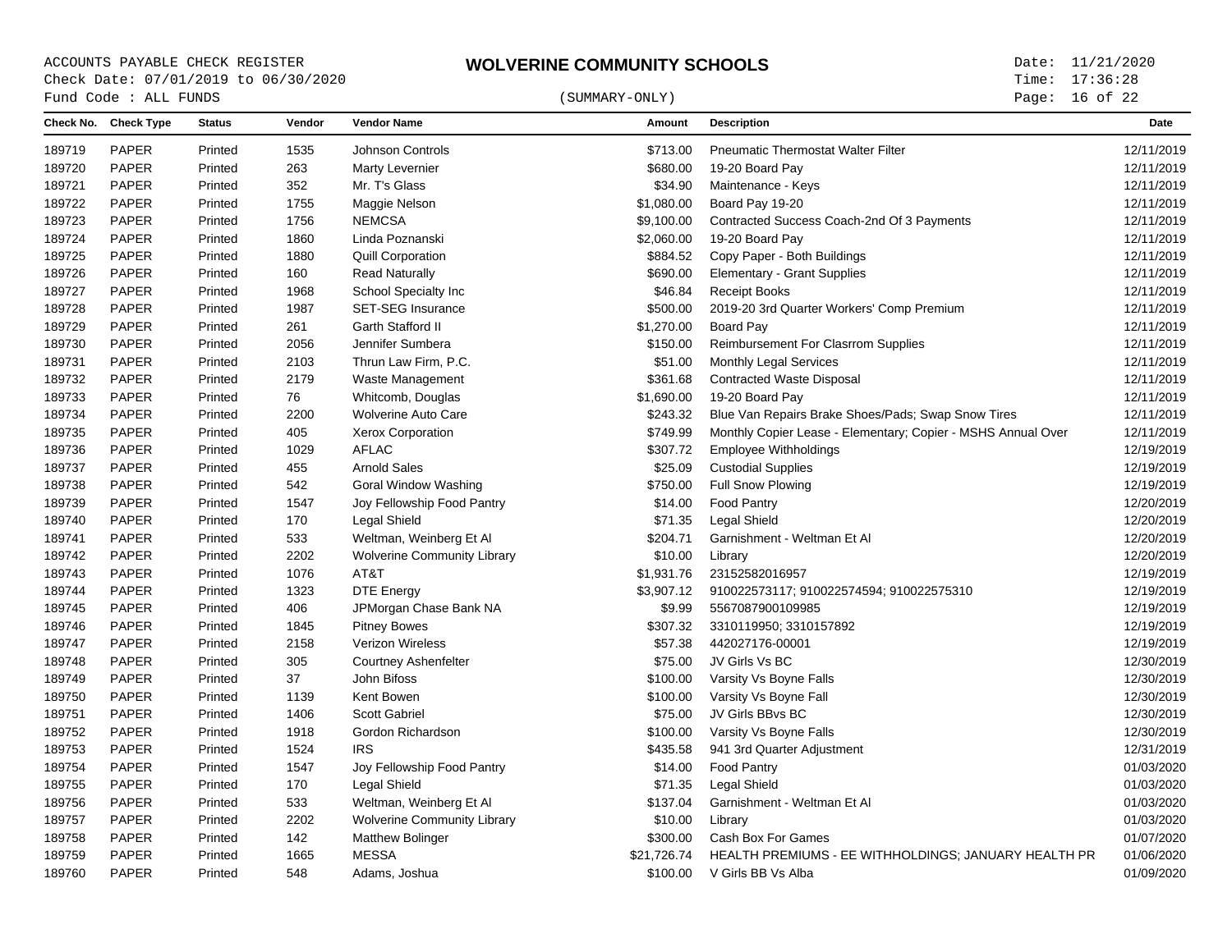ACCOUNTS PAYABLE CHECK REGISTER
Check Date: 07/01/2019 to 06/30/2020
Fund Code : ALL FUNDS

# WOLVERINE COMMUNITY SCHOOLS

(SUMMARY-ONLY)

Date: 11/21/2020
Time: 17:36:28

| Check No. | Check Type | Status | Vendor | Vendor Name | Amount | Description | Date |
|---|---|---|---|---|---|---|---|
| 189719 | PAPER | Printed | 1535 | Johnson Controls | $713.00 | Pneumatic Thermostat Walter Filter | 12/11/2019 |
| 189720 | PAPER | Printed | 263 | Marty Levernier | $680.00 | 19-20 Board Pay | 12/11/2019 |
| 189721 | PAPER | Printed | 352 | Mr. T's Glass | $34.90 | Maintenance - Keys | 12/11/2019 |
| 189722 | PAPER | Printed | 1755 | Maggie Nelson | $1,080.00 | Board Pay 19-20 | 12/11/2019 |
| 189723 | PAPER | Printed | 1756 | NEMCSA | $9,100.00 | Contracted Success Coach-2nd Of 3 Payments | 12/11/2019 |
| 189724 | PAPER | Printed | 1860 | Linda Poznanski | $2,060.00 | 19-20 Board Pay | 12/11/2019 |
| 189725 | PAPER | Printed | 1880 | Quill Corporation | $884.52 | Copy Paper - Both Buildings | 12/11/2019 |
| 189726 | PAPER | Printed | 160 | Read Naturally | $690.00 | Elementary - Grant Supplies | 12/11/2019 |
| 189727 | PAPER | Printed | 1968 | School Specialty Inc | $46.84 | Receipt Books | 12/11/2019 |
| 189728 | PAPER | Printed | 1987 | SET-SEG Insurance | $500.00 | 2019-20 3rd Quarter Workers' Comp Premium | 12/11/2019 |
| 189729 | PAPER | Printed | 261 | Garth Stafford II | $1,270.00 | Board Pay | 12/11/2019 |
| 189730 | PAPER | Printed | 2056 | Jennifer Sumbera | $150.00 | Reimbursement For Clasrrom Supplies | 12/11/2019 |
| 189731 | PAPER | Printed | 2103 | Thrun Law Firm, P.C. | $51.00 | Monthly Legal Services | 12/11/2019 |
| 189732 | PAPER | Printed | 2179 | Waste Management | $361.68 | Contracted Waste Disposal | 12/11/2019 |
| 189733 | PAPER | Printed | 76 | Whitcomb, Douglas | $1,690.00 | 19-20 Board Pay | 12/11/2019 |
| 189734 | PAPER | Printed | 2200 | Wolverine Auto Care | $243.32 | Blue Van Repairs Brake Shoes/Pads; Swap Snow Tires | 12/11/2019 |
| 189735 | PAPER | Printed | 405 | Xerox Corporation | $749.99 | Monthly Copier Lease - Elementary; Copier - MSHS Annual Over | 12/11/2019 |
| 189736 | PAPER | Printed | 1029 | AFLAC | $307.72 | Employee Withholdings | 12/19/2019 |
| 189737 | PAPER | Printed | 455 | Arnold Sales | $25.09 | Custodial Supplies | 12/19/2019 |
| 189738 | PAPER | Printed | 542 | Goral Window Washing | $750.00 | Full Snow Plowing | 12/19/2019 |
| 189739 | PAPER | Printed | 1547 | Joy Fellowship Food Pantry | $14.00 | Food Pantry | 12/20/2019 |
| 189740 | PAPER | Printed | 170 | Legal Shield | $71.35 | Legal Shield | 12/20/2019 |
| 189741 | PAPER | Printed | 533 | Weltman, Weinberg Et Al | $204.71 | Garnishment - Weltman Et Al | 12/20/2019 |
| 189742 | PAPER | Printed | 2202 | Wolverine Community Library | $10.00 | Library | 12/20/2019 |
| 189743 | PAPER | Printed | 1076 | AT&T | $1,931.76 | 23152582016957 | 12/19/2019 |
| 189744 | PAPER | Printed | 1323 | DTE Energy | $3,907.12 | 910022573117; 910022574594; 910022575310 | 12/19/2019 |
| 189745 | PAPER | Printed | 406 | JPMorgan Chase Bank NA | $9.99 | 5567087900109985 | 12/19/2019 |
| 189746 | PAPER | Printed | 1845 | Pitney Bowes | $307.32 | 3310119950; 3310157892 | 12/19/2019 |
| 189747 | PAPER | Printed | 2158 | Verizon Wireless | $57.38 | 442027176-00001 | 12/19/2019 |
| 189748 | PAPER | Printed | 305 | Courtney Ashenfelter | $75.00 | JV Girls Vs BC | 12/30/2019 |
| 189749 | PAPER | Printed | 37 | John Bifoss | $100.00 | Varsity Vs Boyne Falls | 12/30/2019 |
| 189750 | PAPER | Printed | 1139 | Kent Bowen | $100.00 | Varsity Vs Boyne Fall | 12/30/2019 |
| 189751 | PAPER | Printed | 1406 | Scott Gabriel | $75.00 | JV Girls BBvs BC | 12/30/2019 |
| 189752 | PAPER | Printed | 1918 | Gordon Richardson | $100.00 | Varsity Vs Boyne Falls | 12/30/2019 |
| 189753 | PAPER | Printed | 1524 | IRS | $435.58 | 941 3rd Quarter Adjustment | 12/31/2019 |
| 189754 | PAPER | Printed | 1547 | Joy Fellowship Food Pantry | $14.00 | Food Pantry | 01/03/2020 |
| 189755 | PAPER | Printed | 170 | Legal Shield | $71.35 | Legal Shield | 01/03/2020 |
| 189756 | PAPER | Printed | 533 | Weltman, Weinberg Et Al | $137.04 | Garnishment - Weltman Et Al | 01/03/2020 |
| 189757 | PAPER | Printed | 2202 | Wolverine Community Library | $10.00 | Library | 01/03/2020 |
| 189758 | PAPER | Printed | 142 | Matthew Bolinger | $300.00 | Cash Box For Games | 01/07/2020 |
| 189759 | PAPER | Printed | 1665 | MESSA | $21,726.74 | HEALTH PREMIUMS - EE WITHHOLDINGS; JANUARY HEALTH PR | 01/06/2020 |
| 189760 | PAPER | Printed | 548 | Adams, Joshua | $100.00 | V Girls BB Vs Alba | 01/09/2020 |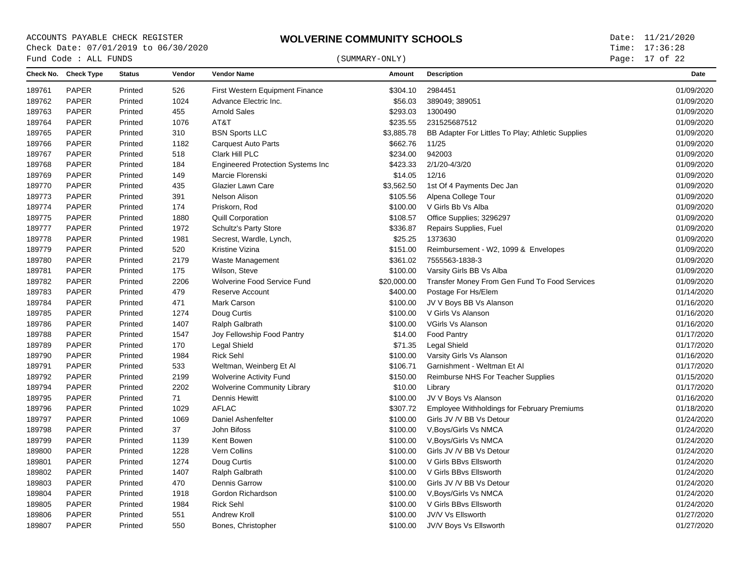ACCOUNTS PAYABLE CHECK REGISTER

# WOLVERINE COMMUNITY SCHOOLS

Check Date: 07/01/2019 to 06/30/2020

Fund Code : ALL FUNDS

(SUMMARY-ONLY)

Date: 11/21/2020

Time: 17:36:28

| Check No. | Check Type | Status | Vendor | Vendor Name | Amount | Description | Date |
|---|---|---|---|---|---|---|---|
| 189761 | PAPER | Printed | 526 | First Western Equipment Finance | $304.10 | 2984451 | 01/09/2020 |
| 189762 | PAPER | Printed | 1024 | Advance Electric Inc. | $56.03 | 389049; 389051 | 01/09/2020 |
| 189763 | PAPER | Printed | 455 | Arnold Sales | $293.03 | 1300490 | 01/09/2020 |
| 189764 | PAPER | Printed | 1076 | AT&T | $235.55 | 231525687512 | 01/09/2020 |
| 189765 | PAPER | Printed | 310 | BSN Sports LLC | $3,885.78 | BB Adapter For Littles To Play; Athletic Supplies | 01/09/2020 |
| 189766 | PAPER | Printed | 1182 | Carquest Auto Parts | $662.76 | 11/25 | 01/09/2020 |
| 189767 | PAPER | Printed | 518 | Clark Hill PLC | $234.00 | 942003 | 01/09/2020 |
| 189768 | PAPER | Printed | 184 | Engineered Protection Systems Inc | $423.33 | 2/1/20-4/3/20 | 01/09/2020 |
| 189769 | PAPER | Printed | 149 | Marcie Florenski | $14.05 | 12/16 | 01/09/2020 |
| 189770 | PAPER | Printed | 435 | Glazier Lawn Care | $3,562.50 | 1st Of 4 Payments Dec Jan | 01/09/2020 |
| 189773 | PAPER | Printed | 391 | Nelson Alison | $105.56 | Alpena College Tour | 01/09/2020 |
| 189774 | PAPER | Printed | 174 | Priskorn, Rod | $100.00 | V Girls Bb Vs Alba | 01/09/2020 |
| 189775 | PAPER | Printed | 1880 | Quill Corporation | $108.57 | Office Supplies; 3296297 | 01/09/2020 |
| 189777 | PAPER | Printed | 1972 | Schultz's Party Store | $336.87 | Repairs Supplies, Fuel | 01/09/2020 |
| 189778 | PAPER | Printed | 1981 | Secrest, Wardle, Lynch, | $25.25 | 1373630 | 01/09/2020 |
| 189779 | PAPER | Printed | 520 | Kristine Vizina | $151.00 | Reimbursement - W2, 1099 & Envelopes | 01/09/2020 |
| 189780 | PAPER | Printed | 2179 | Waste Management | $361.02 | 7555563-1838-3 | 01/09/2020 |
| 189781 | PAPER | Printed | 175 | Wilson, Steve | $100.00 | Varsity Girls BB Vs Alba | 01/09/2020 |
| 189782 | PAPER | Printed | 2206 | Wolverine Food Service Fund | $20,000.00 | Transfer Money From Gen Fund To Food Services | 01/09/2020 |
| 189783 | PAPER | Printed | 479 | Reserve Account | $400.00 | Postage For Hs/Elem | 01/14/2020 |
| 189784 | PAPER | Printed | 471 | Mark Carson | $100.00 | JV V Boys BB Vs Alanson | 01/16/2020 |
| 189785 | PAPER | Printed | 1274 | Doug Curtis | $100.00 | V Girls Vs Alanson | 01/16/2020 |
| 189786 | PAPER | Printed | 1407 | Ralph Galbrath | $100.00 | VGirls Vs Alanson | 01/16/2020 |
| 189788 | PAPER | Printed | 1547 | Joy Fellowship Food Pantry | $14.00 | Food Pantry | 01/17/2020 |
| 189789 | PAPER | Printed | 170 | Legal Shield | $71.35 | Legal Shield | 01/17/2020 |
| 189790 | PAPER | Printed | 1984 | Rick Sehl | $100.00 | Varsity Girls Vs Alanson | 01/16/2020 |
| 189791 | PAPER | Printed | 533 | Weltman, Weinberg Et Al | $106.71 | Garnishment - Weltman Et Al | 01/17/2020 |
| 189792 | PAPER | Printed | 2199 | Wolverine Activity Fund | $150.00 | Reimburse NHS For Teacher Supplies | 01/15/2020 |
| 189794 | PAPER | Printed | 2202 | Wolverine Community Library | $10.00 | Library | 01/17/2020 |
| 189795 | PAPER | Printed | 71 | Dennis Hewitt | $100.00 | JV V Boys Vs Alanson | 01/16/2020 |
| 189796 | PAPER | Printed | 1029 | AFLAC | $307.72 | Employee Withholdings for February Premiums | 01/18/2020 |
| 189797 | PAPER | Printed | 1069 | Daniel Ashenfelter | $100.00 | Girls JV /V BB Vs Detour | 01/24/2020 |
| 189798 | PAPER | Printed | 37 | John Bifoss | $100.00 | V,Boys/Girls Vs NMCA | 01/24/2020 |
| 189799 | PAPER | Printed | 1139 | Kent Bowen | $100.00 | V,Boys/Girls Vs NMCA | 01/24/2020 |
| 189800 | PAPER | Printed | 1228 | Vern Collins | $100.00 | Girls JV /V BB Vs Detour | 01/24/2020 |
| 189801 | PAPER | Printed | 1274 | Doug Curtis | $100.00 | V Girls BBvs Ellsworth | 01/24/2020 |
| 189802 | PAPER | Printed | 1407 | Ralph Galbrath | $100.00 | V Girls BBvs Ellsworth | 01/24/2020 |
| 189803 | PAPER | Printed | 470 | Dennis Garrow | $100.00 | Girls JV /V BB Vs Detour | 01/24/2020 |
| 189804 | PAPER | Printed | 1918 | Gordon Richardson | $100.00 | V,Boys/Girls Vs NMCA | 01/24/2020 |
| 189805 | PAPER | Printed | 1984 | Rick Sehl | $100.00 | V Girls BBvs Ellsworth | 01/24/2020 |
| 189806 | PAPER | Printed | 551 | Andrew Kroll | $100.00 | JV/V Vs Ellsworth | 01/27/2020 |
| 189807 | PAPER | Printed | 550 | Bones, Christopher | $100.00 | JV/V Boys Vs Ellsworth | 01/27/2020 |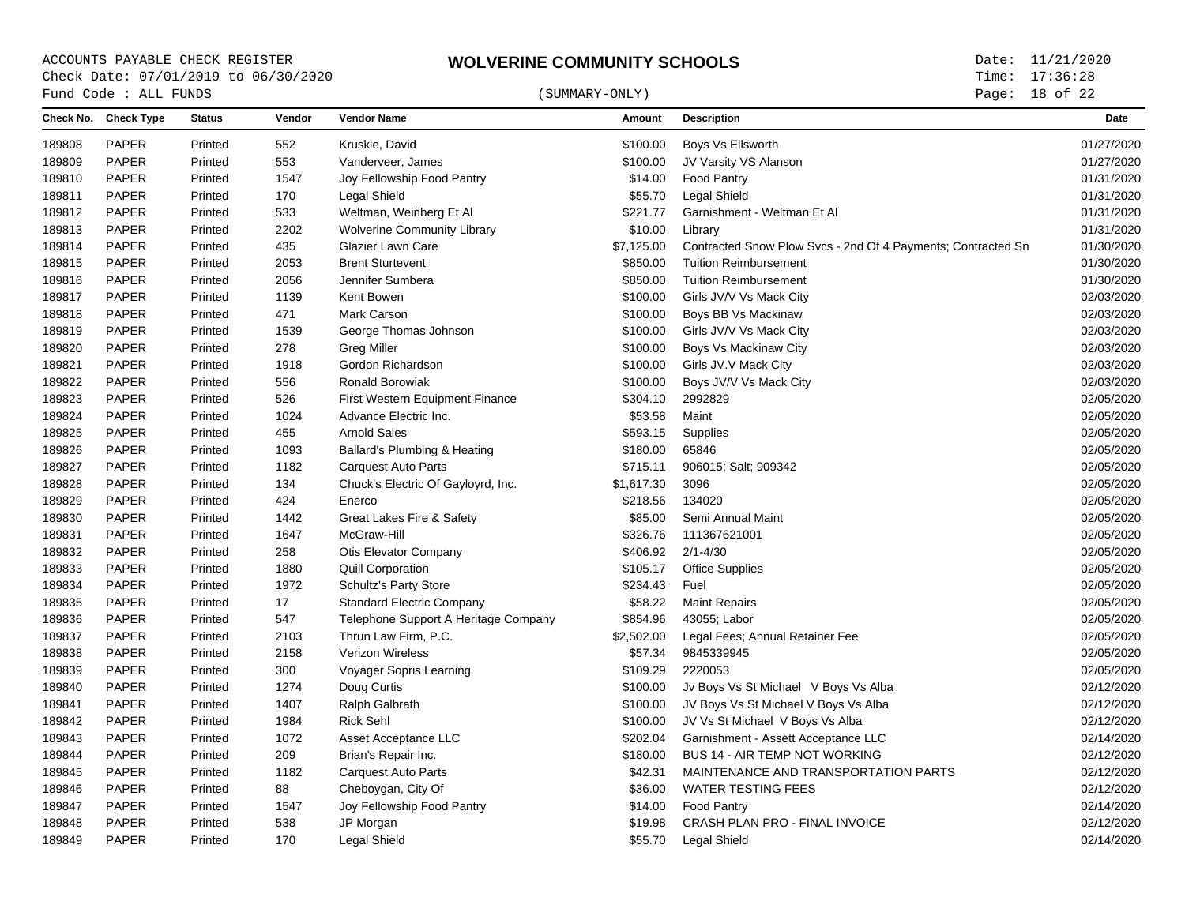ACCOUNTS PAYABLE CHECK REGISTER

Check Date: 07/01/2019 to 06/30/2020

Fund Code : ALL FUNDS

# WOLVERINE COMMUNITY SCHOOLS

(SUMMARY-ONLY)

Date: 11/21/2020

Time: 17:36:28

| Check No. | Check Type | Status | Vendor | Vendor Name | Amount | Description | Date |
|---|---|---|---|---|---|---|---|
| 189808 | PAPER | Printed | 552 | Kruskie, David | $100.00 | Boys Vs Ellsworth | 01/27/2020 |
| 189809 | PAPER | Printed | 553 | Vanderveer, James | $100.00 | JV Varsity VS Alanson | 01/27/2020 |
| 189810 | PAPER | Printed | 1547 | Joy Fellowship Food Pantry | $14.00 | Food Pantry | 01/31/2020 |
| 189811 | PAPER | Printed | 170 | Legal Shield | $55.70 | Legal Shield | 01/31/2020 |
| 189812 | PAPER | Printed | 533 | Weltman, Weinberg Et Al | $221.77 | Garnishment - Weltman Et Al | 01/31/2020 |
| 189813 | PAPER | Printed | 2202 | Wolverine Community Library | $10.00 | Library | 01/31/2020 |
| 189814 | PAPER | Printed | 435 | Glazier Lawn Care | $7,125.00 | Contracted Snow Plow Svcs - 2nd Of 4 Payments; Contracted Sn | 01/30/2020 |
| 189815 | PAPER | Printed | 2053 | Brent Sturtevent | $850.00 | Tuition Reimbursement | 01/30/2020 |
| 189816 | PAPER | Printed | 2056 | Jennifer Sumbera | $850.00 | Tuition Reimbursement | 01/30/2020 |
| 189817 | PAPER | Printed | 1139 | Kent Bowen | $100.00 | Girls JV/V Vs Mack City | 02/03/2020 |
| 189818 | PAPER | Printed | 471 | Mark Carson | $100.00 | Boys BB Vs Mackinaw | 02/03/2020 |
| 189819 | PAPER | Printed | 1539 | George Thomas Johnson | $100.00 | Girls JV/V Vs Mack City | 02/03/2020 |
| 189820 | PAPER | Printed | 278 | Greg Miller | $100.00 | Boys Vs Mackinaw City | 02/03/2020 |
| 189821 | PAPER | Printed | 1918 | Gordon Richardson | $100.00 | Girls JV.V Mack City | 02/03/2020 |
| 189822 | PAPER | Printed | 556 | Ronald Borowiak | $100.00 | Boys JV/V Vs Mack City | 02/03/2020 |
| 189823 | PAPER | Printed | 526 | First Western Equipment Finance | $304.10 | 2992829 | 02/05/2020 |
| 189824 | PAPER | Printed | 1024 | Advance Electric Inc. | $53.58 | Maint | 02/05/2020 |
| 189825 | PAPER | Printed | 455 | Arnold Sales | $593.15 | Supplies | 02/05/2020 |
| 189826 | PAPER | Printed | 1093 | Ballard's Plumbing & Heating | $180.00 | 65846 | 02/05/2020 |
| 189827 | PAPER | Printed | 1182 | Carquest Auto Parts | $715.11 | 906015; Salt; 909342 | 02/05/2020 |
| 189828 | PAPER | Printed | 134 | Chuck's Electric Of Gayloyrd, Inc. | $1,617.30 | 3096 | 02/05/2020 |
| 189829 | PAPER | Printed | 424 | Enerco | $218.56 | 134020 | 02/05/2020 |
| 189830 | PAPER | Printed | 1442 | Great Lakes Fire & Safety | $85.00 | Semi Annual Maint | 02/05/2020 |
| 189831 | PAPER | Printed | 1647 | McGraw-Hill | $326.76 | 111367621001 | 02/05/2020 |
| 189832 | PAPER | Printed | 258 | Otis Elevator Company | $406.92 | 2/1-4/30 | 02/05/2020 |
| 189833 | PAPER | Printed | 1880 | Quill Corporation | $105.17 | Office Supplies | 02/05/2020 |
| 189834 | PAPER | Printed | 1972 | Schultz's Party Store | $234.43 | Fuel | 02/05/2020 |
| 189835 | PAPER | Printed | 17 | Standard Electric Company | $58.22 | Maint Repairs | 02/05/2020 |
| 189836 | PAPER | Printed | 547 | Telephone Support A Heritage Company | $854.96 | 43055; Labor | 02/05/2020 |
| 189837 | PAPER | Printed | 2103 | Thrun Law Firm, P.C. | $2,502.00 | Legal Fees; Annual Retainer Fee | 02/05/2020 |
| 189838 | PAPER | Printed | 2158 | Verizon Wireless | $57.34 | 9845339945 | 02/05/2020 |
| 189839 | PAPER | Printed | 300 | Voyager Sopris Learning | $109.29 | 2220053 | 02/05/2020 |
| 189840 | PAPER | Printed | 1274 | Doug Curtis | $100.00 | Jv Boys Vs St Michael V Boys Vs Alba | 02/12/2020 |
| 189841 | PAPER | Printed | 1407 | Ralph Galbrath | $100.00 | JV Boys Vs St Michael V Boys Vs Alba | 02/12/2020 |
| 189842 | PAPER | Printed | 1984 | Rick Sehl | $100.00 | JV Vs St Michael V Boys Vs Alba | 02/12/2020 |
| 189843 | PAPER | Printed | 1072 | Asset Acceptance LLC | $202.04 | Garnishment - Assett Acceptance LLC | 02/14/2020 |
| 189844 | PAPER | Printed | 209 | Brian's Repair Inc. | $180.00 | BUS 14 - AIR TEMP NOT WORKING | 02/12/2020 |
| 189845 | PAPER | Printed | 1182 | Carquest Auto Parts | $42.31 | MAINTENANCE AND TRANSPORTATION PARTS | 02/12/2020 |
| 189846 | PAPER | Printed | 88 | Cheboygan, City Of | $36.00 | WATER TESTING FEES | 02/12/2020 |
| 189847 | PAPER | Printed | 1547 | Joy Fellowship Food Pantry | $14.00 | Food Pantry | 02/14/2020 |
| 189848 | PAPER | Printed | 538 | JP Morgan | $19.98 | CRASH PLAN PRO - FINAL INVOICE | 02/12/2020 |
| 189849 | PAPER | Printed | 170 | Legal Shield | $55.70 | Legal Shield | 02/14/2020 |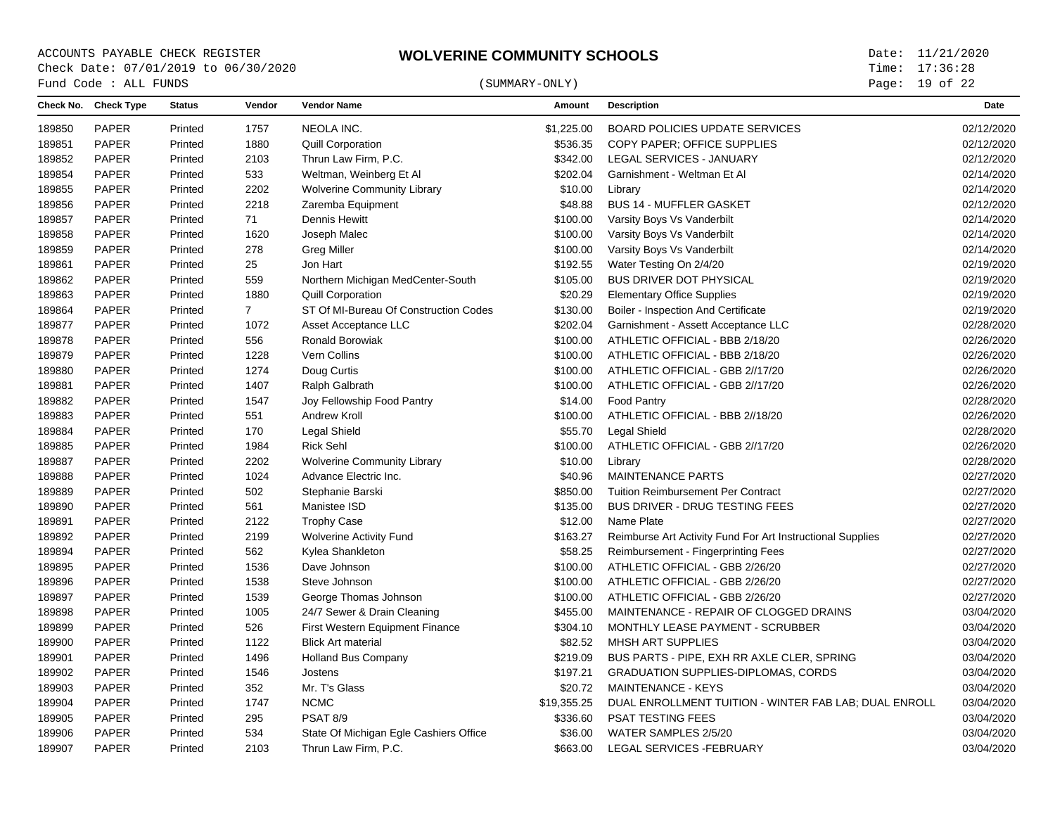ACCOUNTS PAYABLE CHECK REGISTER

Check Date: 07/01/2019 to 06/30/2020

Fund Code : ALL FUNDS

# WOLVERINE COMMUNITY SCHOOLS

(SUMMARY-ONLY)

Date: 11/21/2020
Time: 17:36:28

| Check No. | Check Type | Status | Vendor | Vendor Name | Amount | Description | Date |
|---|---|---|---|---|---|---|---|
| 189850 | PAPER | Printed | 1757 | NEOLA INC. | $1,225.00 | BOARD POLICIES UPDATE SERVICES | 02/12/2020 |
| 189851 | PAPER | Printed | 1880 | Quill Corporation | $536.35 | COPY PAPER; OFFICE SUPPLIES | 02/12/2020 |
| 189852 | PAPER | Printed | 2103 | Thrun Law Firm, P.C. | $342.00 | LEGAL SERVICES - JANUARY | 02/12/2020 |
| 189854 | PAPER | Printed | 533 | Weltman, Weinberg Et Al | $202.04 | Garnishment - Weltman Et Al | 02/14/2020 |
| 189855 | PAPER | Printed | 2202 | Wolverine Community Library | $10.00 | Library | 02/14/2020 |
| 189856 | PAPER | Printed | 2218 | Zaremba Equipment | $48.88 | BUS 14 - MUFFLER GASKET | 02/12/2020 |
| 189857 | PAPER | Printed | 71 | Dennis Hewitt | $100.00 | Varsity Boys Vs Vanderbilt | 02/14/2020 |
| 189858 | PAPER | Printed | 1620 | Joseph Malec | $100.00 | Varsity Boys Vs Vanderbilt | 02/14/2020 |
| 189859 | PAPER | Printed | 278 | Greg Miller | $100.00 | Varsity Boys Vs Vanderbilt | 02/14/2020 |
| 189861 | PAPER | Printed | 25 | Jon Hart | $192.55 | Water Testing On 2/4/20 | 02/19/2020 |
| 189862 | PAPER | Printed | 559 | Northern Michigan MedCenter-South | $105.00 | BUS DRIVER DOT PHYSICAL | 02/19/2020 |
| 189863 | PAPER | Printed | 1880 | Quill Corporation | $20.29 | Elementary Office Supplies | 02/19/2020 |
| 189864 | PAPER | Printed | 7 | ST Of MI-Bureau Of Construction Codes | $130.00 | Boiler - Inspection And Certificate | 02/19/2020 |
| 189877 | PAPER | Printed | 1072 | Asset Acceptance LLC | $202.04 | Garnishment - Assett Acceptance LLC | 02/28/2020 |
| 189878 | PAPER | Printed | 556 | Ronald Borowiak | $100.00 | ATHLETIC OFFICIAL - BBB 2/18/20 | 02/26/2020 |
| 189879 | PAPER | Printed | 1228 | Vern Collins | $100.00 | ATHLETIC OFFICIAL - BBB 2/18/20 | 02/26/2020 |
| 189880 | PAPER | Printed | 1274 | Doug Curtis | $100.00 | ATHLETIC OFFICIAL - GBB 2//17/20 | 02/26/2020 |
| 189881 | PAPER | Printed | 1407 | Ralph Galbrath | $100.00 | ATHLETIC OFFICIAL - GBB 2//17/20 | 02/26/2020 |
| 189882 | PAPER | Printed | 1547 | Joy Fellowship Food Pantry | $14.00 | Food Pantry | 02/28/2020 |
| 189883 | PAPER | Printed | 551 | Andrew Kroll | $100.00 | ATHLETIC OFFICIAL - BBB 2//18/20 | 02/26/2020 |
| 189884 | PAPER | Printed | 170 | Legal Shield | $55.70 | Legal Shield | 02/28/2020 |
| 189885 | PAPER | Printed | 1984 | Rick Sehl | $100.00 | ATHLETIC OFFICIAL - GBB 2//17/20 | 02/26/2020 |
| 189887 | PAPER | Printed | 2202 | Wolverine Community Library | $10.00 | Library | 02/28/2020 |
| 189888 | PAPER | Printed | 1024 | Advance Electric Inc. | $40.96 | MAINTENANCE PARTS | 02/27/2020 |
| 189889 | PAPER | Printed | 502 | Stephanie Barski | $850.00 | Tuition Reimbursement Per Contract | 02/27/2020 |
| 189890 | PAPER | Printed | 561 | Manistee ISD | $135.00 | BUS DRIVER - DRUG TESTING FEES | 02/27/2020 |
| 189891 | PAPER | Printed | 2122 | Trophy Case | $12.00 | Name Plate | 02/27/2020 |
| 189892 | PAPER | Printed | 2199 | Wolverine Activity Fund | $163.27 | Reimburse Art Activity Fund For Art Instructional Supplies | 02/27/2020 |
| 189894 | PAPER | Printed | 562 | Kylea Shankleton | $58.25 | Reimbursement - Fingerprinting Fees | 02/27/2020 |
| 189895 | PAPER | Printed | 1536 | Dave Johnson | $100.00 | ATHLETIC OFFICIAL - GBB 2/26/20 | 02/27/2020 |
| 189896 | PAPER | Printed | 1538 | Steve Johnson | $100.00 | ATHLETIC OFFICIAL - GBB 2/26/20 | 02/27/2020 |
| 189897 | PAPER | Printed | 1539 | George Thomas Johnson | $100.00 | ATHLETIC OFFICIAL - GBB 2/26/20 | 02/27/2020 |
| 189898 | PAPER | Printed | 1005 | 24/7 Sewer & Drain Cleaning | $455.00 | MAINTENANCE - REPAIR OF CLOGGED DRAINS | 03/04/2020 |
| 189899 | PAPER | Printed | 526 | First Western Equipment Finance | $304.10 | MONTHLY LEASE PAYMENT - SCRUBBER | 03/04/2020 |
| 189900 | PAPER | Printed | 1122 | Blick Art material | $82.52 | MHSH ART SUPPLIES | 03/04/2020 |
| 189901 | PAPER | Printed | 1496 | Holland Bus Company | $219.09 | BUS PARTS - PIPE, EXH RR AXLE CLER, SPRING | 03/04/2020 |
| 189902 | PAPER | Printed | 1546 | Jostens | $197.21 | GRADUATION SUPPLIES-DIPLOMAS, CORDS | 03/04/2020 |
| 189903 | PAPER | Printed | 352 | Mr. T's Glass | $20.72 | MAINTENANCE - KEYS | 03/04/2020 |
| 189904 | PAPER | Printed | 1747 | NCMC | $19,355.25 | DUAL ENROLLMENT TUITION - WINTER FAB LAB; DUAL ENROLL | 03/04/2020 |
| 189905 | PAPER | Printed | 295 | PSAT 8/9 | $336.60 | PSAT TESTING FEES | 03/04/2020 |
| 189906 | PAPER | Printed | 534 | State Of Michigan Egle Cashiers Office | $36.00 | WATER SAMPLES 2/5/20 | 03/04/2020 |
| 189907 | PAPER | Printed | 2103 | Thrun Law Firm, P.C. | $663.00 | LEGAL SERVICES -FEBRUARY | 03/04/2020 |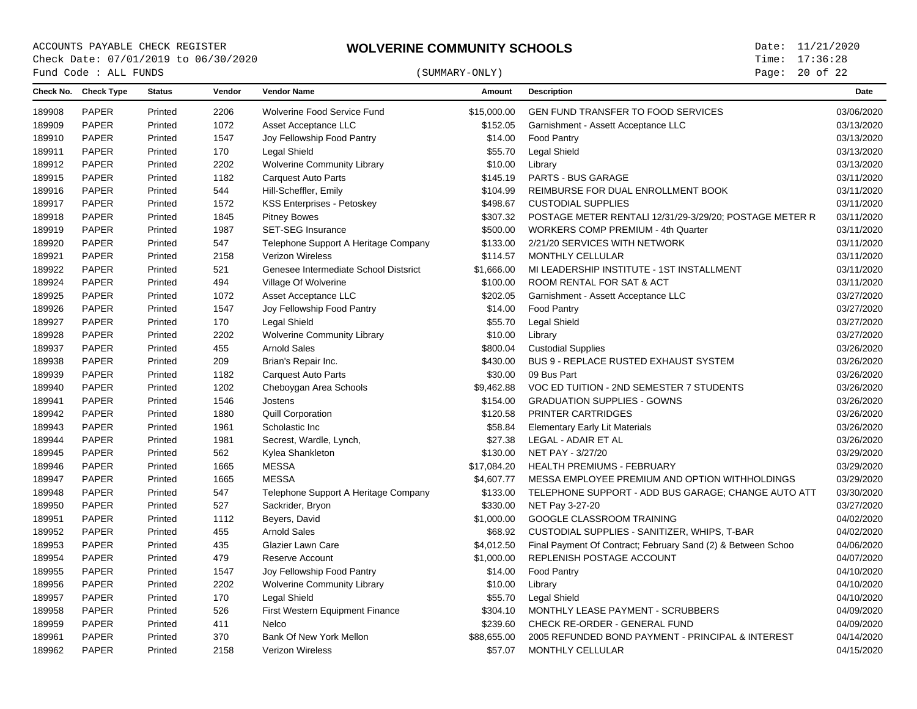ACCOUNTS PAYABLE CHECK REGISTER

# WOLVERINE COMMUNITY SCHOOLS

Check Date: 07/01/2019 to 06/30/2020
Fund Code : ALL FUNDS
(SUMMARY-ONLY)
Date: 11/21/2020
Time: 17:36:28

| Check No. | Check Type | Status | Vendor | Vendor Name | Amount | Description | Date |
|---|---|---|---|---|---|---|---|
| 189908 | PAPER | Printed | 2206 | Wolverine Food Service Fund | $15,000.00 | GEN FUND TRANSFER TO FOOD SERVICES | 03/06/2020 |
| 189909 | PAPER | Printed | 1072 | Asset Acceptance LLC | $152.05 | Garnishment - Assett Acceptance LLC | 03/13/2020 |
| 189910 | PAPER | Printed | 1547 | Joy Fellowship Food Pantry | $14.00 | Food Pantry | 03/13/2020 |
| 189911 | PAPER | Printed | 170 | Legal Shield | $55.70 | Legal Shield | 03/13/2020 |
| 189912 | PAPER | Printed | 2202 | Wolverine Community Library | $10.00 | Library | 03/13/2020 |
| 189915 | PAPER | Printed | 1182 | Carquest Auto Parts | $145.19 | PARTS - BUS GARAGE | 03/11/2020 |
| 189916 | PAPER | Printed | 544 | Hill-Scheffler, Emily | $104.99 | REIMBURSE FOR DUAL ENROLLMENT BOOK | 03/11/2020 |
| 189917 | PAPER | Printed | 1572 | KSS Enterprises - Petoskey | $498.67 | CUSTODIAL SUPPLIES | 03/11/2020 |
| 189918 | PAPER | Printed | 1845 | Pitney Bowes | $307.32 | POSTAGE METER RENTALl 12/31/29-3/29/20; POSTAGE METER R | 03/11/2020 |
| 189919 | PAPER | Printed | 1987 | SET-SEG Insurance | $500.00 | WORKERS COMP PREMIUM - 4th Quarter | 03/11/2020 |
| 189920 | PAPER | Printed | 547 | Telephone Support A Heritage Company | $133.00 | 2/21/20 SERVICES WITH NETWORK | 03/11/2020 |
| 189921 | PAPER | Printed | 2158 | Verizon Wireless | $114.57 | MONTHLY CELLULAR | 03/11/2020 |
| 189922 | PAPER | Printed | 521 | Genesee Intermediate School Distsrict | $1,666.00 | MI LEADERSHIP INSTITUTE - 1ST INSTALLMENT | 03/11/2020 |
| 189924 | PAPER | Printed | 494 | Village Of Wolverine | $100.00 | ROOM RENTAL FOR SAT & ACT | 03/11/2020 |
| 189925 | PAPER | Printed | 1072 | Asset Acceptance LLC | $202.05 | Garnishment - Assett Acceptance LLC | 03/27/2020 |
| 189926 | PAPER | Printed | 1547 | Joy Fellowship Food Pantry | $14.00 | Food Pantry | 03/27/2020 |
| 189927 | PAPER | Printed | 170 | Legal Shield | $55.70 | Legal Shield | 03/27/2020 |
| 189928 | PAPER | Printed | 2202 | Wolverine Community Library | $10.00 | Library | 03/27/2020 |
| 189937 | PAPER | Printed | 455 | Arnold Sales | $800.04 | Custodial Supplies | 03/26/2020 |
| 189938 | PAPER | Printed | 209 | Brian's Repair Inc. | $430.00 | BUS 9 - REPLACE RUSTED EXHAUST SYSTEM | 03/26/2020 |
| 189939 | PAPER | Printed | 1182 | Carquest Auto Parts | $30.00 | 09 Bus Part | 03/26/2020 |
| 189940 | PAPER | Printed | 1202 | Cheboygan Area Schools | $9,462.88 | VOC ED TUITION - 2ND SEMESTER 7 STUDENTS | 03/26/2020 |
| 189941 | PAPER | Printed | 1546 | Jostens | $154.00 | GRADUATION SUPPLIES - GOWNS | 03/26/2020 |
| 189942 | PAPER | Printed | 1880 | Quill Corporation | $120.58 | PRINTER CARTRIDGES | 03/26/2020 |
| 189943 | PAPER | Printed | 1961 | Scholastic Inc | $58.84 | Elementary Early Lit Materials | 03/26/2020 |
| 189944 | PAPER | Printed | 1981 | Secrest, Wardle, Lynch, | $27.38 | LEGAL - ADAIR ET AL | 03/26/2020 |
| 189945 | PAPER | Printed | 562 | Kylea Shankleton | $130.00 | NET PAY - 3/27/20 | 03/29/2020 |
| 189946 | PAPER | Printed | 1665 | MESSA | $17,084.20 | HEALTH PREMIUMS - FEBRUARY | 03/29/2020 |
| 189947 | PAPER | Printed | 1665 | MESSA | $4,607.77 | MESSA EMPLOYEE PREMIUM AND OPTION WITHHOLDINGS | 03/29/2020 |
| 189948 | PAPER | Printed | 547 | Telephone Support A Heritage Company | $133.00 | TELEPHONE SUPPORT - ADD BUS GARAGE; CHANGE AUTO ATT | 03/30/2020 |
| 189950 | PAPER | Printed | 527 | Sackrider, Bryon | $330.00 | NET Pay 3-27-20 | 03/27/2020 |
| 189951 | PAPER | Printed | 1112 | Beyers, David | $1,000.00 | GOOGLE CLASSROOM TRAINING | 04/02/2020 |
| 189952 | PAPER | Printed | 455 | Arnold Sales | $68.92 | CUSTODIAL SUPPLIES - SANITIZER, WHIPS, T-BAR | 04/02/2020 |
| 189953 | PAPER | Printed | 435 | Glazier Lawn Care | $4,012.50 | Final Payment Of Contract; February Sand (2) & Between Schoo | 04/06/2020 |
| 189954 | PAPER | Printed | 479 | Reserve Account | $1,000.00 | REPLENISH POSTAGE ACCOUNT | 04/07/2020 |
| 189955 | PAPER | Printed | 1547 | Joy Fellowship Food Pantry | $14.00 | Food Pantry | 04/10/2020 |
| 189956 | PAPER | Printed | 2202 | Wolverine Community Library | $10.00 | Library | 04/10/2020 |
| 189957 | PAPER | Printed | 170 | Legal Shield | $55.70 | Legal Shield | 04/10/2020 |
| 189958 | PAPER | Printed | 526 | First Western Equipment Finance | $304.10 | MONTHLY LEASE PAYMENT - SCRUBBERS | 04/09/2020 |
| 189959 | PAPER | Printed | 411 | Nelco | $239.60 | CHECK RE-ORDER - GENERAL FUND | 04/09/2020 |
| 189961 | PAPER | Printed | 370 | Bank Of New York Mellon | $88,655.00 | 2005 REFUNDED BOND PAYMENT - PRINCIPAL & INTEREST | 04/14/2020 |
| 189962 | PAPER | Printed | 2158 | Verizon Wireless | $57.07 | MONTHLY CELLULAR | 04/15/2020 |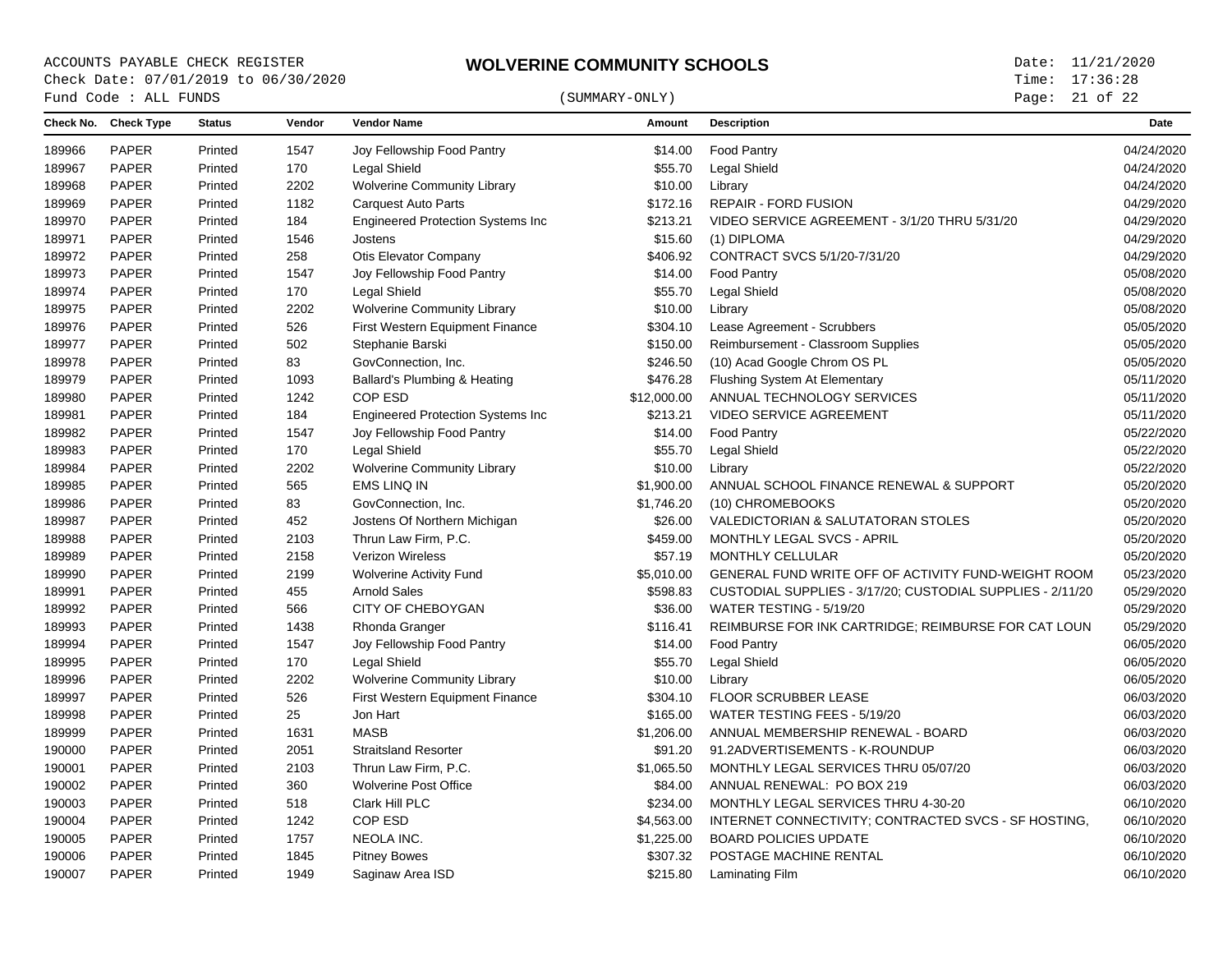ACCOUNTS PAYABLE CHECK REGISTER
Check Date: 07/01/2019 to 06/30/2020
Fund Code : ALL FUNDS

# WOLVERINE COMMUNITY SCHOOLS

(SUMMARY-ONLY)

Date: 11/21/2020
Time: 17:36:28

| Check No. | Check Type | Status | Vendor | Vendor Name | Amount | Description | Date |
|---|---|---|---|---|---|---|---|
| 189966 | PAPER | Printed | 1547 | Joy Fellowship Food Pantry | $14.00 | Food Pantry | 04/24/2020 |
| 189967 | PAPER | Printed | 170 | Legal Shield | $55.70 | Legal Shield | 04/24/2020 |
| 189968 | PAPER | Printed | 2202 | Wolverine Community Library | $10.00 | Library | 04/24/2020 |
| 189969 | PAPER | Printed | 1182 | Carquest Auto Parts | $172.16 | REPAIR - FORD FUSION | 04/29/2020 |
| 189970 | PAPER | Printed | 184 | Engineered Protection Systems Inc | $213.21 | VIDEO SERVICE AGREEMENT - 3/1/20 THRU 5/31/20 | 04/29/2020 |
| 189971 | PAPER | Printed | 1546 | Jostens | $15.60 | (1) DIPLOMA | 04/29/2020 |
| 189972 | PAPER | Printed | 258 | Otis Elevator Company | $406.92 | CONTRACT SVCS 5/1/20-7/31/20 | 04/29/2020 |
| 189973 | PAPER | Printed | 1547 | Joy Fellowship Food Pantry | $14.00 | Food Pantry | 05/08/2020 |
| 189974 | PAPER | Printed | 170 | Legal Shield | $55.70 | Legal Shield | 05/08/2020 |
| 189975 | PAPER | Printed | 2202 | Wolverine Community Library | $10.00 | Library | 05/08/2020 |
| 189976 | PAPER | Printed | 526 | First Western Equipment Finance | $304.10 | Lease Agreement - Scrubbers | 05/05/2020 |
| 189977 | PAPER | Printed | 502 | Stephanie Barski | $150.00 | Reimbursement - Classroom Supplies | 05/05/2020 |
| 189978 | PAPER | Printed | 83 | GovConnection, Inc. | $246.50 | (10) Acad Google Chrom OS PL | 05/05/2020 |
| 189979 | PAPER | Printed | 1093 | Ballard's Plumbing & Heating | $476.28 | Flushing System At Elementary | 05/11/2020 |
| 189980 | PAPER | Printed | 1242 | COP ESD | $12,000.00 | ANNUAL TECHNOLOGY SERVICES | 05/11/2020 |
| 189981 | PAPER | Printed | 184 | Engineered Protection Systems Inc | $213.21 | VIDEO SERVICE AGREEMENT | 05/11/2020 |
| 189982 | PAPER | Printed | 1547 | Joy Fellowship Food Pantry | $14.00 | Food Pantry | 05/22/2020 |
| 189983 | PAPER | Printed | 170 | Legal Shield | $55.70 | Legal Shield | 05/22/2020 |
| 189984 | PAPER | Printed | 2202 | Wolverine Community Library | $10.00 | Library | 05/22/2020 |
| 189985 | PAPER | Printed | 565 | EMS LINQ IN | $1,900.00 | ANNUAL SCHOOL FINANCE RENEWAL & SUPPORT | 05/20/2020 |
| 189986 | PAPER | Printed | 83 | GovConnection, Inc. | $1,746.20 | (10) CHROMEBOOKS | 05/20/2020 |
| 189987 | PAPER | Printed | 452 | Jostens Of Northern Michigan | $26.00 | VALEDICTORIAN & SALUTATORAN STOLES | 05/20/2020 |
| 189988 | PAPER | Printed | 2103 | Thrun Law Firm, P.C. | $459.00 | MONTHLY LEGAL SVCS - APRIL | 05/20/2020 |
| 189989 | PAPER | Printed | 2158 | Verizon Wireless | $57.19 | MONTHLY CELLULAR | 05/20/2020 |
| 189990 | PAPER | Printed | 2199 | Wolverine Activity Fund | $5,010.00 | GENERAL FUND WRITE OFF OF ACTIVITY FUND-WEIGHT ROOM | 05/23/2020 |
| 189991 | PAPER | Printed | 455 | Arnold Sales | $598.83 | CUSTODIAL SUPPLIES - 3/17/20; CUSTODIAL SUPPLIES - 2/11/20 | 05/29/2020 |
| 189992 | PAPER | Printed | 566 | CITY OF CHEBOYGAN | $36.00 | WATER TESTING - 5/19/20 | 05/29/2020 |
| 189993 | PAPER | Printed | 1438 | Rhonda Granger | $116.41 | REIMBURSE FOR INK CARTRIDGE; REIMBURSE FOR CAT LOUN | 05/29/2020 |
| 189994 | PAPER | Printed | 1547 | Joy Fellowship Food Pantry | $14.00 | Food Pantry | 06/05/2020 |
| 189995 | PAPER | Printed | 170 | Legal Shield | $55.70 | Legal Shield | 06/05/2020 |
| 189996 | PAPER | Printed | 2202 | Wolverine Community Library | $10.00 | Library | 06/05/2020 |
| 189997 | PAPER | Printed | 526 | First Western Equipment Finance | $304.10 | FLOOR SCRUBBER LEASE | 06/03/2020 |
| 189998 | PAPER | Printed | 25 | Jon Hart | $165.00 | WATER TESTING FEES - 5/19/20 | 06/03/2020 |
| 189999 | PAPER | Printed | 1631 | MASB | $1,206.00 | ANNUAL MEMBERSHIP RENEWAL - BOARD | 06/03/2020 |
| 190000 | PAPER | Printed | 2051 | Straitsland Resorter | $91.20 | 91.2ADVERTISEMENTS - K-ROUNDUP | 06/03/2020 |
| 190001 | PAPER | Printed | 2103 | Thrun Law Firm, P.C. | $1,065.50 | MONTHLY LEGAL SERVICES THRU 05/07/20 | 06/03/2020 |
| 190002 | PAPER | Printed | 360 | Wolverine Post Office | $84.00 | ANNUAL RENEWAL: PO BOX 219 | 06/03/2020 |
| 190003 | PAPER | Printed | 518 | Clark Hill PLC | $234.00 | MONTHLY LEGAL SERVICES THRU 4-30-20 | 06/10/2020 |
| 190004 | PAPER | Printed | 1242 | COP ESD | $4,563.00 | INTERNET CONNECTIVITY; CONTRACTED SVCS - SF HOSTING, | 06/10/2020 |
| 190005 | PAPER | Printed | 1757 | NEOLA INC. | $1,225.00 | BOARD POLICIES UPDATE | 06/10/2020 |
| 190006 | PAPER | Printed | 1845 | Pitney Bowes | $307.32 | POSTAGE MACHINE RENTAL | 06/10/2020 |
| 190007 | PAPER | Printed | 1949 | Saginaw Area ISD | $215.80 | Laminating Film | 06/10/2020 |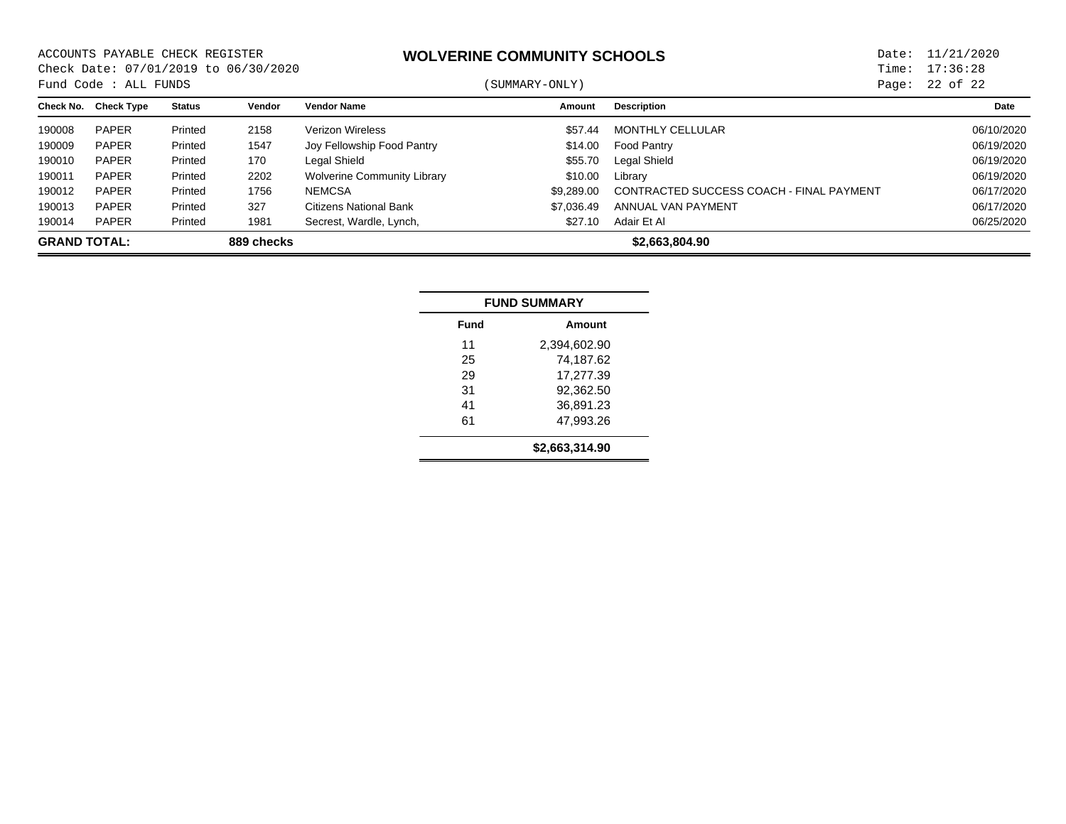ACCOUNTS PAYABLE CHECK REGISTER
Check Date: 07/01/2019 to 06/30/2020
Fund Code : ALL FUNDS

# WOLVERINE COMMUNITY SCHOOLS

(SUMMARY-ONLY)

Date: 11/21/2020
Time: 17:36:28

| Check No. | Check Type | Status | Vendor | Vendor Name | Amount | Description | Date |
|---|---|---|---|---|---|---|---|
| 190008 | PAPER | Printed | 2158 | Verizon Wireless | $57.44 | MONTHLY CELLULAR | 06/10/2020 |
| 190009 | PAPER | Printed | 1547 | Joy Fellowship Food Pantry | $14.00 | Food Pantry | 06/19/2020 |
| 190010 | PAPER | Printed | 170 | Legal Shield | $55.70 | Legal Shield | 06/19/2020 |
| 190011 | PAPER | Printed | 2202 | Wolverine Community Library | $10.00 | Library | 06/19/2020 |
| 190012 | PAPER | Printed | 1756 | NEMCSA | $9,289.00 | CONTRACTED SUCCESS COACH - FINAL PAYMENT | 06/17/2020 |
| 190013 | PAPER | Printed | 327 | Citizens National Bank | $7,036.49 | ANNUAL VAN PAYMENT | 06/17/2020 |
| 190014 | PAPER | Printed | 1981 | Secrest, Wardle, Lynch, | $27.10 | Adair Et Al | 06/25/2020 |
| **GRAND TOTAL:** | | | **889 checks** | | | **$2,663,804.90** | |

**FUND SUMMARY**

| Fund | Amount |
|---|---|
| 11 | 2,394,602.90 |
| 25 | 74,187.62 |
| 29 | 17,277.39 |
| 31 | 92,362.50 |
| 41 | 36,891.23 |
| 61 | 47,993.26 |
| | **$2,663,314.90** |